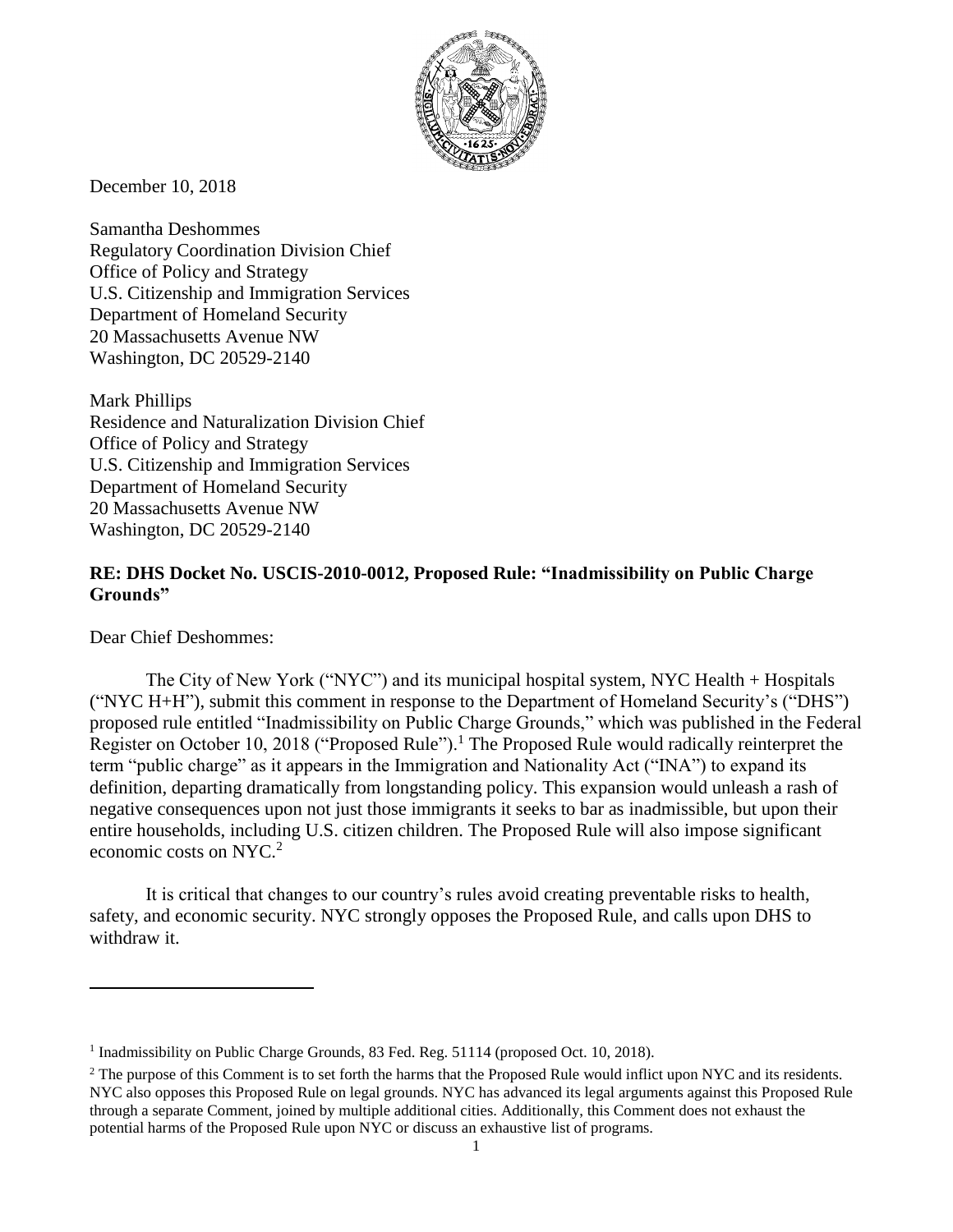December 10, 2018

Samantha Deshommes
Regulatory Coordination Division Chief
Office of Policy and Strategy
U.S. Citizenship and Immigration Services
Department of Homeland Security
20 Massachusetts Avenue NW
Washington, DC 20529-2140

Mark Phillips
Residence and Naturalization Division Chief
Office of Policy and Strategy
U.S. Citizenship and Immigration Services
Department of Homeland Security
20 Massachusetts Avenue NW
Washington, DC 20529-2140

**RE: DHS Docket No. USCIS-2010-0012, Proposed Rule: "Inadmissibility on Public Charge Grounds"**

Dear Chief Deshommes:

The City of New York ("NYC") and its municipal hospital system, NYC Health + Hospitals ("NYC H+H"), submit this comment in response to the Department of Homeland Security's ("DHS") proposed rule entitled "Inadmissibility on Public Charge Grounds," which was published in the Federal Register on October 10, 2018 ("Proposed Rule").[1] The Proposed Rule would radically reinterpret the term "public charge" as it appears in the Immigration and Nationality Act ("INA") to expand its definition, departing dramatically from longstanding policy. This expansion would unleash a rash of negative consequences upon not just those immigrants it seeks to bar as inadmissible, but upon their entire households, including U.S. citizen children. The Proposed Rule will also impose significant economic costs on NYC.[2]

It is critical that changes to our country's rules avoid creating preventable risks to health, safety, and economic security. NYC strongly opposes the Proposed Rule, and calls upon DHS to withdraw it.

---

[1] Inadmissibility on Public Charge Grounds, 83 Fed. Reg. 51114 (proposed Oct. 10, 2018).

[2] The purpose of this Comment is to set forth the harms that the Proposed Rule would inflict upon NYC and its residents. NYC also opposes this Proposed Rule on legal grounds. NYC has advanced its legal arguments against this Proposed Rule through a separate Comment, joined by multiple additional cities. Additionally, this Comment does not exhaust the potential harms of the Proposed Rule upon NYC or discuss an exhaustive list of programs.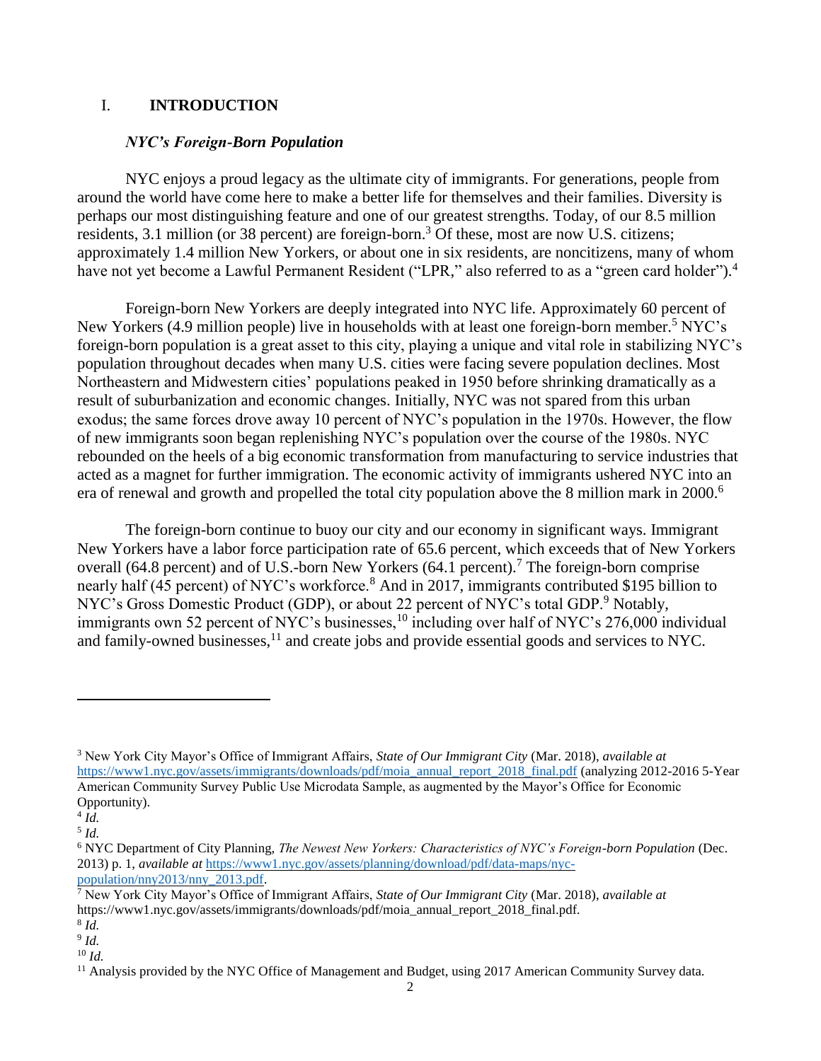## I. INTRODUCTION

### *NYC's Foreign-Born Population*

NYC enjoys a proud legacy as the ultimate city of immigrants. For generations, people from around the world have come here to make a better life for themselves and their families. Diversity is perhaps our most distinguishing feature and one of our greatest strengths. Today, of our 8.5 million residents, 3.1 million (or 38 percent) are foreign-born.[3] Of these, most are now U.S. citizens; approximately 1.4 million New Yorkers, or about one in six residents, are noncitizens, many of whom have not yet become a Lawful Permanent Resident ("LPR," also referred to as a "green card holder").[4]

Foreign-born New Yorkers are deeply integrated into NYC life. Approximately 60 percent of New Yorkers (4.9 million people) live in households with at least one foreign-born member.[5] NYC's foreign-born population is a great asset to this city, playing a unique and vital role in stabilizing NYC's population throughout decades when many U.S. cities were facing severe population declines. Most Northeastern and Midwestern cities' populations peaked in 1950 before shrinking dramatically as a result of suburbanization and economic changes. Initially, NYC was not spared from this urban exodus; the same forces drove away 10 percent of NYC's population in the 1970s. However, the flow of new immigrants soon began replenishing NYC's population over the course of the 1980s. NYC rebounded on the heels of a big economic transformation from manufacturing to service industries that acted as a magnet for further immigration. The economic activity of immigrants ushered NYC into an era of renewal and growth and propelled the total city population above the 8 million mark in 2000.[6]

The foreign-born continue to buoy our city and our economy in significant ways. Immigrant New Yorkers have a labor force participation rate of 65.6 percent, which exceeds that of New Yorkers overall (64.8 percent) and of U.S.-born New Yorkers (64.1 percent).[7] The foreign-born comprise nearly half (45 percent) of NYC's workforce.[8] And in 2017, immigrants contributed $195 billion to NYC's Gross Domestic Product (GDP), or about 22 percent of NYC's total GDP.[9] Notably, immigrants own 52 percent of NYC's businesses,[10] including over half of NYC's 276,000 individual and family-owned businesses,[11] and create jobs and provide essential goods and services to NYC.

---

[3] New York City Mayor's Office of Immigrant Affairs, *State of Our Immigrant City* (Mar. 2018), *available at* https://www1.nyc.gov/assets/immigrants/downloads/pdf/moia_annual_report_2018_final.pdf (analyzing 2012-2016 5-Year American Community Survey Public Use Microdata Sample, as augmented by the Mayor's Office for Economic Opportunity).

[4] *Id.*

[5] *Id.*

[6] NYC Department of City Planning, *The Newest New Yorkers: Characteristics of NYC's Foreign-born Population* (Dec. 2013) p. 1, *available at* https://www1.nyc.gov/assets/planning/download/pdf/data-maps/nyc-population/nny2013/nny_2013.pdf.

[7] New York City Mayor's Office of Immigrant Affairs, *State of Our Immigrant City* (Mar. 2018), *available at* https://www1.nyc.gov/assets/immigrants/downloads/pdf/moia_annual_report_2018_final.pdf.

[8] *Id.*

[9] *Id.*

[10] *Id.*

[11] Analysis provided by the NYC Office of Management and Budget, using 2017 American Community Survey data.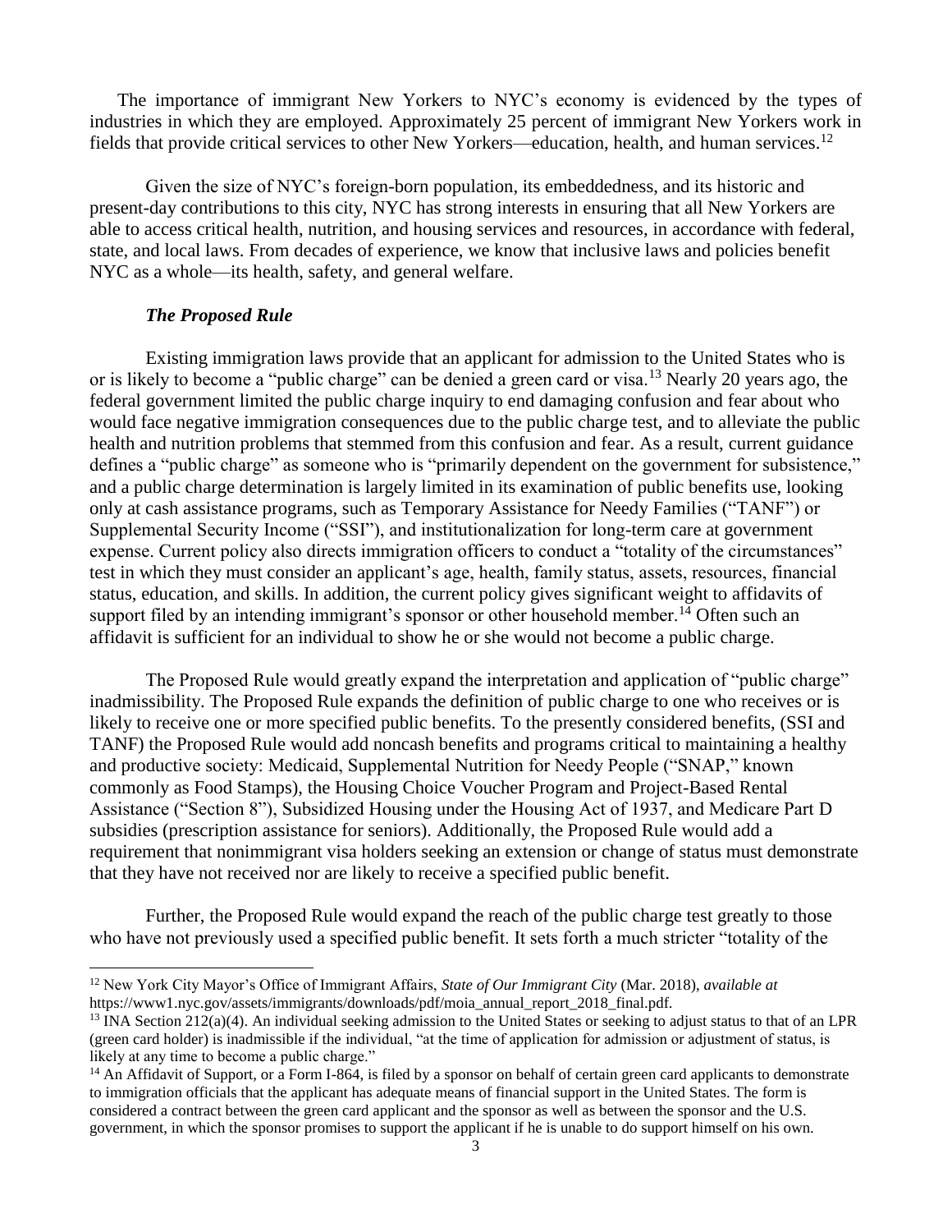The importance of immigrant New Yorkers to NYC's economy is evidenced by the types of industries in which they are employed. Approximately 25 percent of immigrant New Yorkers work in fields that provide critical services to other New Yorkers—education, health, and human services.[12]

Given the size of NYC's foreign-born population, its embeddedness, and its historic and present-day contributions to this city, NYC has strong interests in ensuring that all New Yorkers are able to access critical health, nutrition, and housing services and resources, in accordance with federal, state, and local laws. From decades of experience, we know that inclusive laws and policies benefit NYC as a whole—its health, safety, and general welfare.

### *The Proposed Rule*

Existing immigration laws provide that an applicant for admission to the United States who is or is likely to become a "public charge" can be denied a green card or visa.[13] Nearly 20 years ago, the federal government limited the public charge inquiry to end damaging confusion and fear about who would face negative immigration consequences due to the public charge test, and to alleviate the public health and nutrition problems that stemmed from this confusion and fear. As a result, current guidance defines a "public charge" as someone who is "primarily dependent on the government for subsistence," and a public charge determination is largely limited in its examination of public benefits use, looking only at cash assistance programs, such as Temporary Assistance for Needy Families ("TANF") or Supplemental Security Income ("SSI"), and institutionalization for long-term care at government expense. Current policy also directs immigration officers to conduct a "totality of the circumstances" test in which they must consider an applicant's age, health, family status, assets, resources, financial status, education, and skills. In addition, the current policy gives significant weight to affidavits of support filed by an intending immigrant's sponsor or other household member.[14] Often such an affidavit is sufficient for an individual to show he or she would not become a public charge.

The Proposed Rule would greatly expand the interpretation and application of "public charge" inadmissibility. The Proposed Rule expands the definition of public charge to one who receives or is likely to receive one or more specified public benefits. To the presently considered benefits, (SSI and TANF) the Proposed Rule would add noncash benefits and programs critical to maintaining a healthy and productive society: Medicaid, Supplemental Nutrition for Needy People ("SNAP," known commonly as Food Stamps), the Housing Choice Voucher Program and Project-Based Rental Assistance ("Section 8"), Subsidized Housing under the Housing Act of 1937, and Medicare Part D subsidies (prescription assistance for seniors). Additionally, the Proposed Rule would add a requirement that nonimmigrant visa holders seeking an extension or change of status must demonstrate that they have not received nor are likely to receive a specified public benefit.

Further, the Proposed Rule would expand the reach of the public charge test greatly to those who have not previously used a specified public benefit. It sets forth a much stricter "totality of the

---

[12] New York City Mayor's Office of Immigrant Affairs, *State of Our Immigrant City* (Mar. 2018), *available at* https://www1.nyc.gov/assets/immigrants/downloads/pdf/moia_annual_report_2018_final.pdf.

[13] INA Section 212(a)(4). An individual seeking admission to the United States or seeking to adjust status to that of an LPR (green card holder) is inadmissible if the individual, "at the time of application for admission or adjustment of status, is likely at any time to become a public charge."

[14] An Affidavit of Support, or a Form I-864, is filed by a sponsor on behalf of certain green card applicants to demonstrate to immigration officials that the applicant has adequate means of financial support in the United States. The form is considered a contract between the green card applicant and the sponsor as well as between the sponsor and the U.S. government, in which the sponsor promises to support the applicant if he is unable to do support himself on his own.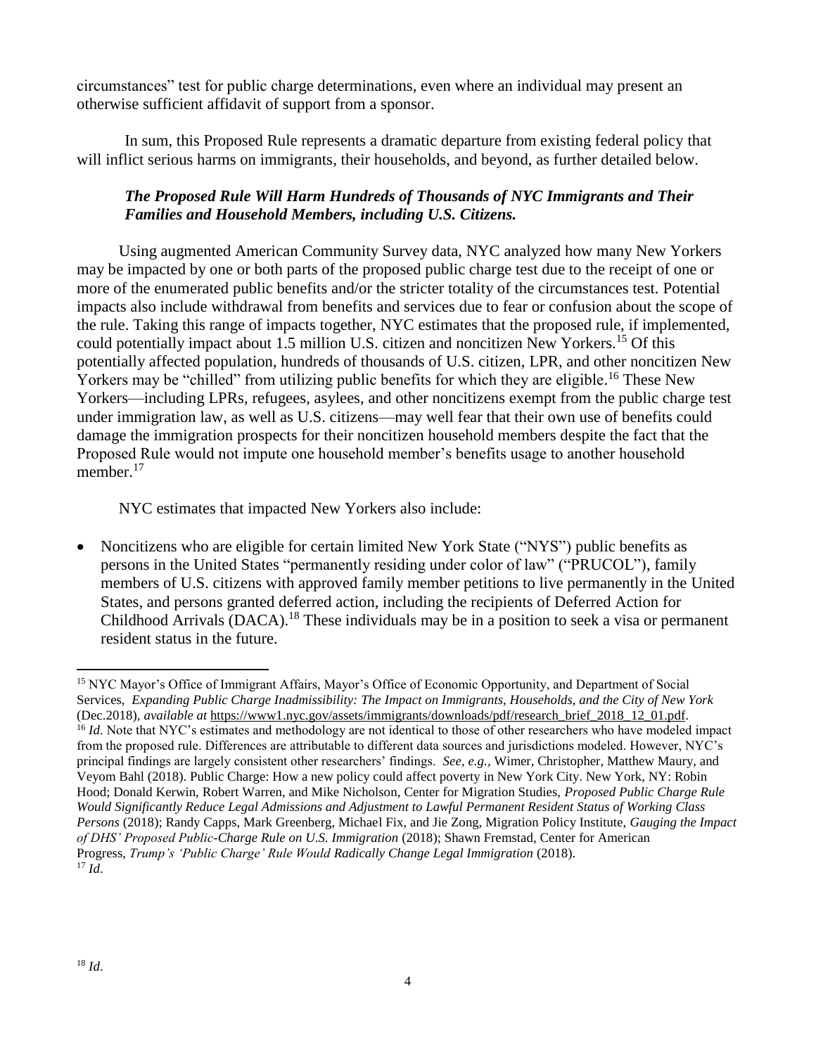circumstances" test for public charge determinations, even where an individual may present an otherwise sufficient affidavit of support from a sponsor.

In sum, this Proposed Rule represents a dramatic departure from existing federal policy that will inflict serious harms on immigrants, their households, and beyond, as further detailed below.

***The Proposed Rule Will Harm Hundreds of Thousands of NYC Immigrants and Their Families and Household Members, including U.S. Citizens.***

Using augmented American Community Survey data, NYC analyzed how many New Yorkers may be impacted by one or both parts of the proposed public charge test due to the receipt of one or more of the enumerated public benefits and/or the stricter totality of the circumstances test. Potential impacts also include withdrawal from benefits and services due to fear or confusion about the scope of the rule. Taking this range of impacts together, NYC estimates that the proposed rule, if implemented, could potentially impact about 1.5 million U.S. citizen and noncitizen New Yorkers.[15] Of this potentially affected population, hundreds of thousands of U.S. citizen, LPR, and other noncitizen New Yorkers may be "chilled" from utilizing public benefits for which they are eligible.[16] These New Yorkers—including LPRs, refugees, asylees, and other noncitizens exempt from the public charge test under immigration law, as well as U.S. citizens—may well fear that their own use of benefits could damage the immigration prospects for their noncitizen household members despite the fact that the Proposed Rule would not impute one household member's benefits usage to another household member.[17]

NYC estimates that impacted New Yorkers also include:

- Noncitizens who are eligible for certain limited New York State ("NYS") public benefits as persons in the United States "permanently residing under color of law" ("PRUCOL"), family members of U.S. citizens with approved family member petitions to live permanently in the United States, and persons granted deferred action, including the recipients of Deferred Action for Childhood Arrivals (DACA).[18] These individuals may be in a position to seek a visa or permanent resident status in the future.

---

[15] NYC Mayor's Office of Immigrant Affairs, Mayor's Office of Economic Opportunity, and Department of Social Services, *Expanding Public Charge Inadmissibility: The Impact on Immigrants, Households, and the City of New York* (Dec.2018), *available at* https://www1.nyc.gov/assets/immigrants/downloads/pdf/research_brief_2018_12_01.pdf.

[16] *Id*. Note that NYC's estimates and methodology are not identical to those of other researchers who have modeled impact from the proposed rule. Differences are attributable to different data sources and jurisdictions modeled. However, NYC's principal findings are largely consistent other researchers' findings. *See, e.g.*, Wimer, Christopher, Matthew Maury, and Veyom Bahl (2018). Public Charge: How a new policy could affect poverty in New York City. New York, NY: Robin Hood; Donald Kerwin, Robert Warren, and Mike Nicholson, Center for Migration Studies, *Proposed Public Charge Rule Would Significantly Reduce Legal Admissions and Adjustment to Lawful Permanent Resident Status of Working Class Persons* (2018); Randy Capps, Mark Greenberg, Michael Fix, and Jie Zong, Migration Policy Institute, *Gauging the Impact of DHS' Proposed Public-Charge Rule on U.S. Immigration* (2018); Shawn Fremstad, Center for American Progress, *Trump's 'Public Charge' Rule Would Radically Change Legal Immigration* (2018).

[17] *Id*.

[18] *Id*.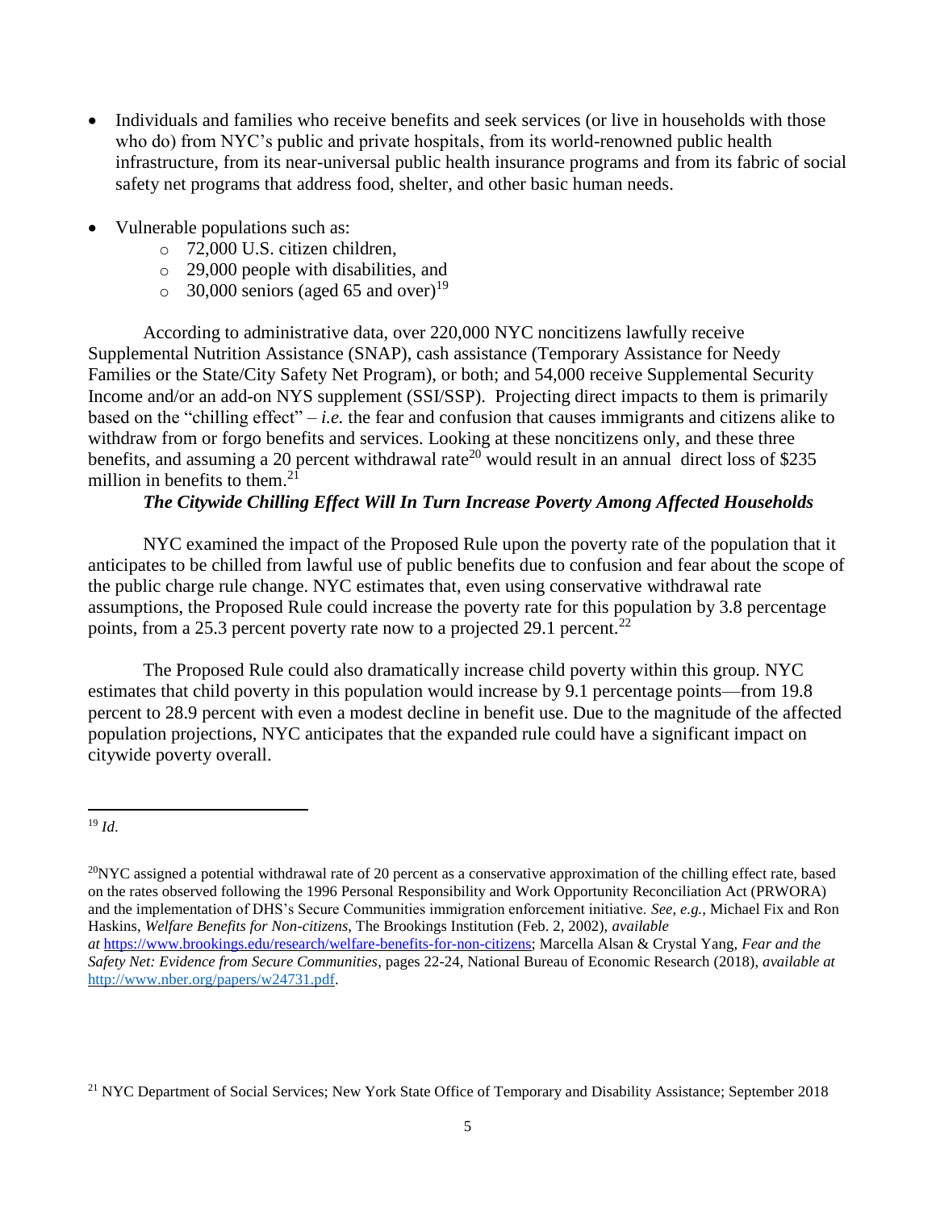- Individuals and families who receive benefits and seek services (or live in households with those who do) from NYC's public and private hospitals, from its world-renowned public health infrastructure, from its near-universal public health insurance programs and from its fabric of social safety net programs that address food, shelter, and other basic human needs.
- Vulnerable populations such as:
  - 72,000 U.S. citizen children,
  - 29,000 people with disabilities, and
  - 30,000 seniors (aged 65 and over)[19]

According to administrative data, over 220,000 NYC noncitizens lawfully receive Supplemental Nutrition Assistance (SNAP), cash assistance (Temporary Assistance for Needy Families or the State/City Safety Net Program), or both; and 54,000 receive Supplemental Security Income and/or an add-on NYS supplement (SSI/SSP). Projecting direct impacts to them is primarily based on the "chilling effect" – *i.e.* the fear and confusion that causes immigrants and citizens alike to withdraw from or forgo benefits and services. Looking at these noncitizens only, and these three benefits, and assuming a 20 percent withdrawal rate[20] would result in an annual direct loss of $235 million in benefits to them.[21]

***The Citywide Chilling Effect Will In Turn Increase Poverty Among Affected Households***

NYC examined the impact of the Proposed Rule upon the poverty rate of the population that it anticipates to be chilled from lawful use of public benefits due to confusion and fear about the scope of the public charge rule change. NYC estimates that, even using conservative withdrawal rate assumptions, the Proposed Rule could increase the poverty rate for this population by 3.8 percentage points, from a 25.3 percent poverty rate now to a projected 29.1 percent.[22]

The Proposed Rule could also dramatically increase child poverty within this group. NYC estimates that child poverty in this population would increase by 9.1 percentage points—from 19.8 percent to 28.9 percent with even a modest decline in benefit use. Due to the magnitude of the affected population projections, NYC anticipates that the expanded rule could have a significant impact on citywide poverty overall.

---

[19] *Id.*

[20] NYC assigned a potential withdrawal rate of 20 percent as a conservative approximation of the chilling effect rate, based on the rates observed following the 1996 Personal Responsibility and Work Opportunity Reconciliation Act (PRWORA) and the implementation of DHS's Secure Communities immigration enforcement initiative. *See, e.g.*, Michael Fix and Ron Haskins, *Welfare Benefits for Non-citizens*, The Brookings Institution (Feb. 2, 2002), *available at* https://www.brookings.edu/research/welfare-benefits-for-non-citizens; Marcella Alsan & Crystal Yang, *Fear and the Safety Net: Evidence from Secure Communities*, pages 22-24, National Bureau of Economic Research (2018), *available at* http://www.nber.org/papers/w24731.pdf.

[21] NYC Department of Social Services; New York State Office of Temporary and Disability Assistance; September 2018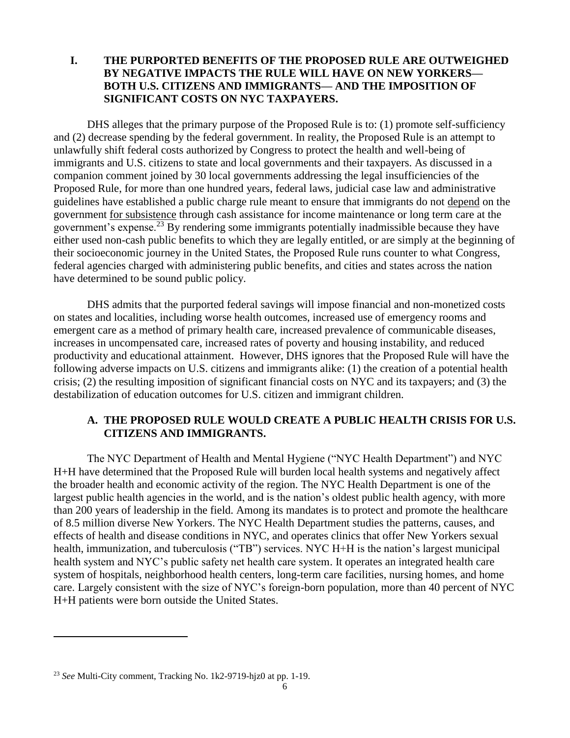## I. THE PURPORTED BENEFITS OF THE PROPOSED RULE ARE OUTWEIGHED BY NEGATIVE IMPACTS THE RULE WILL HAVE ON NEW YORKERS— BOTH U.S. CITIZENS AND IMMIGRANTS— AND THE IMPOSITION OF SIGNIFICANT COSTS ON NYC TAXPAYERS.

DHS alleges that the primary purpose of the Proposed Rule is to: (1) promote self-sufficiency and (2) decrease spending by the federal government. In reality, the Proposed Rule is an attempt to unlawfully shift federal costs authorized by Congress to protect the health and well-being of immigrants and U.S. citizens to state and local governments and their taxpayers. As discussed in a companion comment joined by 30 local governments addressing the legal insufficiencies of the Proposed Rule, for more than one hundred years, federal laws, judicial case law and administrative guidelines have established a public charge rule meant to ensure that immigrants do not depend on the government for subsistence through cash assistance for income maintenance or long term care at the government's expense.[23] By rendering some immigrants potentially inadmissible because they have either used non-cash public benefits to which they are legally entitled, or are simply at the beginning of their socioeconomic journey in the United States, the Proposed Rule runs counter to what Congress, federal agencies charged with administering public benefits, and cities and states across the nation have determined to be sound public policy.

DHS admits that the purported federal savings will impose financial and non-monetized costs on states and localities, including worse health outcomes, increased use of emergency rooms and emergent care as a method of primary health care, increased prevalence of communicable diseases, increases in uncompensated care, increased rates of poverty and housing instability, and reduced productivity and educational attainment. However, DHS ignores that the Proposed Rule will have the following adverse impacts on U.S. citizens and immigrants alike: (1) the creation of a potential health crisis; (2) the resulting imposition of significant financial costs on NYC and its taxpayers; and (3) the destabilization of education outcomes for U.S. citizen and immigrant children.

### A. THE PROPOSED RULE WOULD CREATE A PUBLIC HEALTH CRISIS FOR U.S. CITIZENS AND IMMIGRANTS.

The NYC Department of Health and Mental Hygiene ("NYC Health Department") and NYC H+H have determined that the Proposed Rule will burden local health systems and negatively affect the broader health and economic activity of the region. The NYC Health Department is one of the largest public health agencies in the world, and is the nation's oldest public health agency, with more than 200 years of leadership in the field. Among its mandates is to protect and promote the healthcare of 8.5 million diverse New Yorkers. The NYC Health Department studies the patterns, causes, and effects of health and disease conditions in NYC, and operates clinics that offer New Yorkers sexual health, immunization, and tuberculosis ("TB") services. NYC H+H is the nation's largest municipal health system and NYC's public safety net health care system. It operates an integrated health care system of hospitals, neighborhood health centers, long-term care facilities, nursing homes, and home care. Largely consistent with the size of NYC's foreign-born population, more than 40 percent of NYC H+H patients were born outside the United States.

---

[23] *See* Multi-City comment, Tracking No. 1k2-9719-hjz0 at pp. 1-19.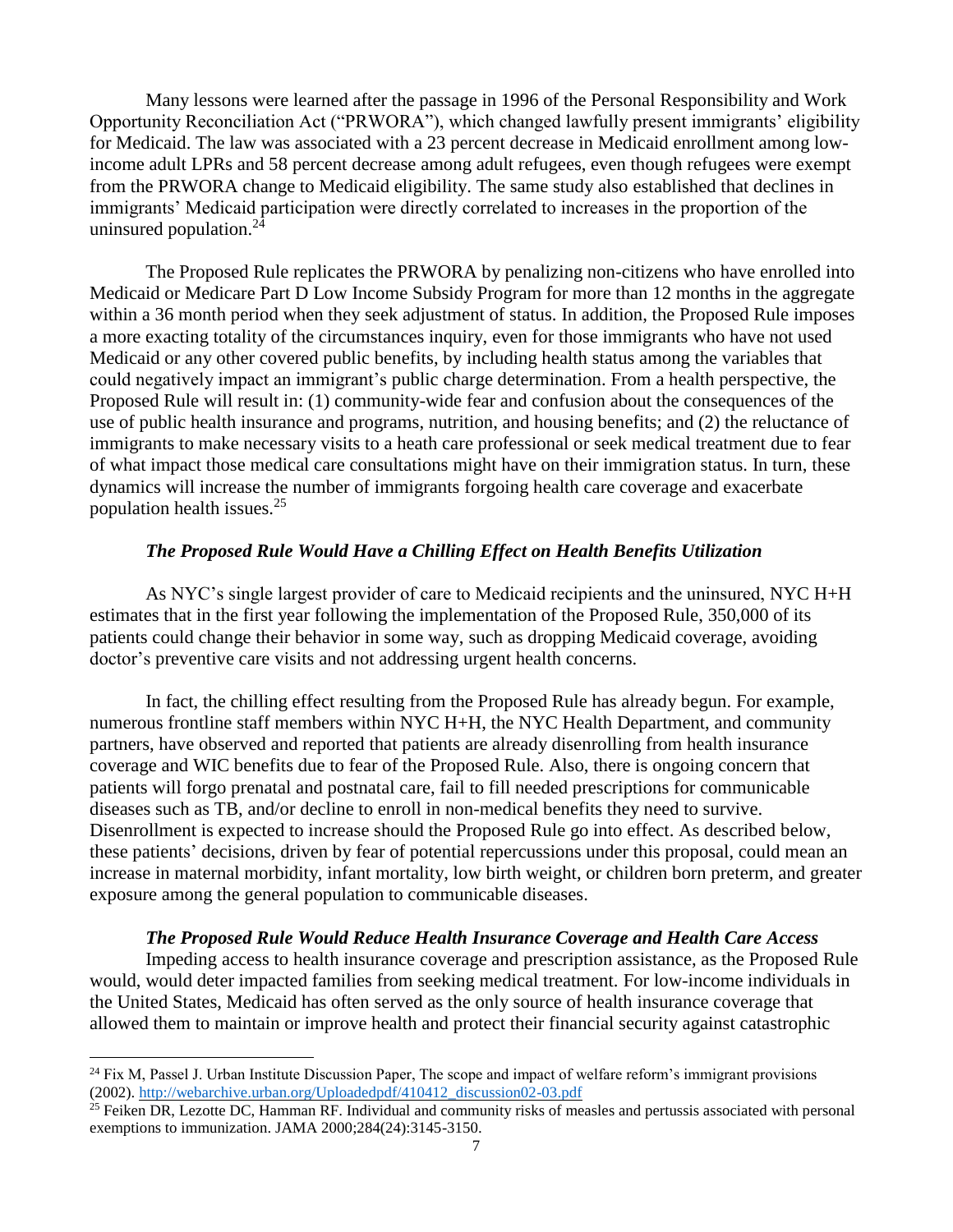Many lessons were learned after the passage in 1996 of the Personal Responsibility and Work Opportunity Reconciliation Act ("PRWORA"), which changed lawfully present immigrants' eligibility for Medicaid. The law was associated with a 23 percent decrease in Medicaid enrollment among low-income adult LPRs and 58 percent decrease among adult refugees, even though refugees were exempt from the PRWORA change to Medicaid eligibility. The same study also established that declines in immigrants' Medicaid participation were directly correlated to increases in the proportion of the uninsured population.[24]

The Proposed Rule replicates the PRWORA by penalizing non-citizens who have enrolled into Medicaid or Medicare Part D Low Income Subsidy Program for more than 12 months in the aggregate within a 36 month period when they seek adjustment of status. In addition, the Proposed Rule imposes a more exacting totality of the circumstances inquiry, even for those immigrants who have not used Medicaid or any other covered public benefits, by including health status among the variables that could negatively impact an immigrant's public charge determination. From a health perspective, the Proposed Rule will result in: (1) community-wide fear and confusion about the consequences of the use of public health insurance and programs, nutrition, and housing benefits; and (2) the reluctance of immigrants to make necessary visits to a heath care professional or seek medical treatment due to fear of what impact those medical care consultations might have on their immigration status. In turn, these dynamics will increase the number of immigrants forgoing health care coverage and exacerbate population health issues.[25]

### *The Proposed Rule Would Have a Chilling Effect on Health Benefits Utilization*

As NYC's single largest provider of care to Medicaid recipients and the uninsured, NYC H+H estimates that in the first year following the implementation of the Proposed Rule, 350,000 of its patients could change their behavior in some way, such as dropping Medicaid coverage, avoiding doctor's preventive care visits and not addressing urgent health concerns.

In fact, the chilling effect resulting from the Proposed Rule has already begun. For example, numerous frontline staff members within NYC H+H, the NYC Health Department, and community partners, have observed and reported that patients are already disenrolling from health insurance coverage and WIC benefits due to fear of the Proposed Rule. Also, there is ongoing concern that patients will forgo prenatal and postnatal care, fail to fill needed prescriptions for communicable diseases such as TB, and/or decline to enroll in non-medical benefits they need to survive. Disenrollment is expected to increase should the Proposed Rule go into effect. As described below, these patients' decisions, driven by fear of potential repercussions under this proposal, could mean an increase in maternal morbidity, infant mortality, low birth weight, or children born preterm, and greater exposure among the general population to communicable diseases.

### *The Proposed Rule Would Reduce Health Insurance Coverage and Health Care Access*

Impeding access to health insurance coverage and prescription assistance, as the Proposed Rule would, would deter impacted families from seeking medical treatment. For low-income individuals in the United States, Medicaid has often served as the only source of health insurance coverage that allowed them to maintain or improve health and protect their financial security against catastrophic

---

[24] Fix M, Passel J. Urban Institute Discussion Paper, The scope and impact of welfare reform's immigrant provisions (2002). http://webarchive.urban.org/Uploadedpdf/410412_discussion02-03.pdf

[25] Feiken DR, Lezotte DC, Hamman RF. Individual and community risks of measles and pertussis associated with personal exemptions to immunization. JAMA 2000;284(24):3145-3150.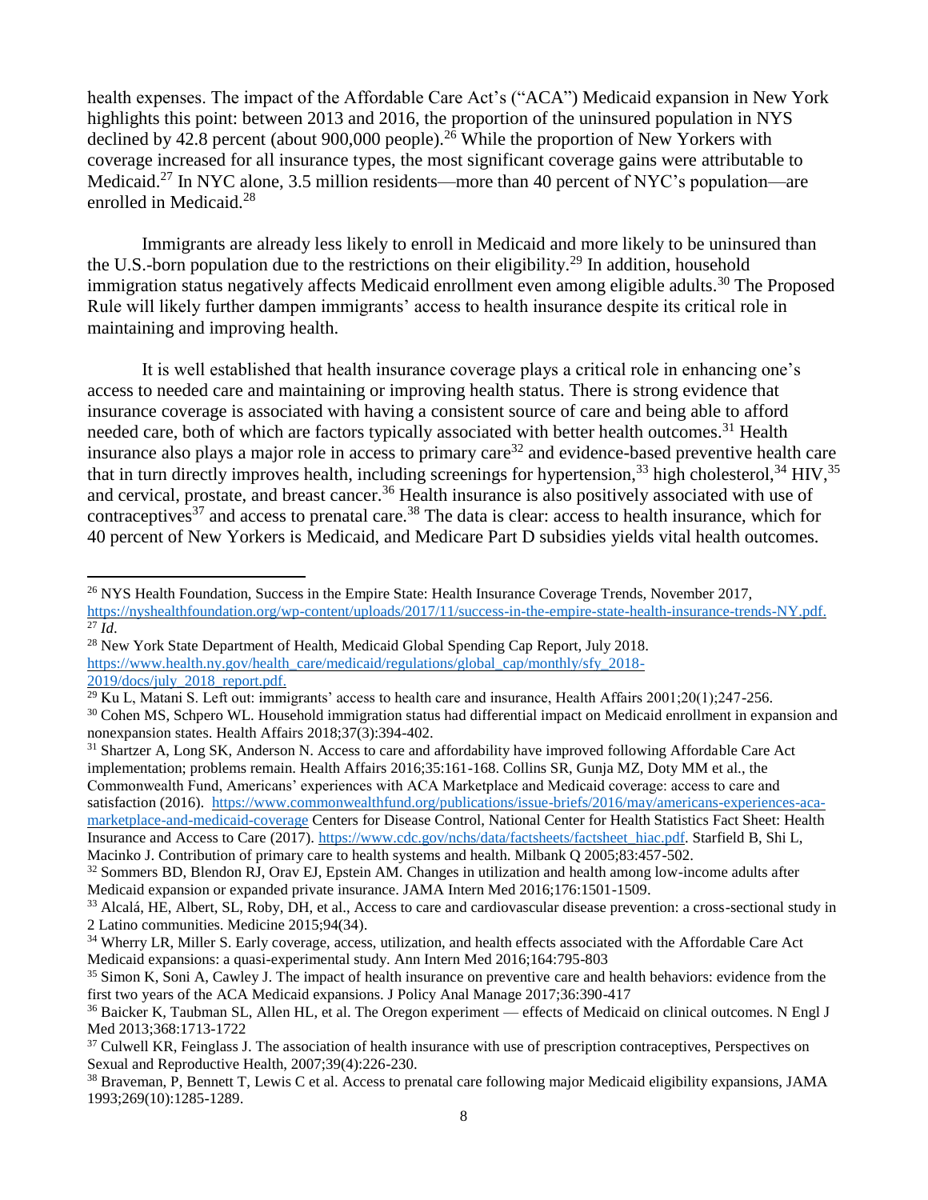health expenses. The impact of the Affordable Care Act's ("ACA") Medicaid expansion in New York highlights this point: between 2013 and 2016, the proportion of the uninsured population in NYS declined by 42.8 percent (about 900,000 people).[26] While the proportion of New Yorkers with coverage increased for all insurance types, the most significant coverage gains were attributable to Medicaid.[27] In NYC alone, 3.5 million residents—more than 40 percent of NYC's population—are enrolled in Medicaid.[28]

Immigrants are already less likely to enroll in Medicaid and more likely to be uninsured than the U.S.-born population due to the restrictions on their eligibility.[29] In addition, household immigration status negatively affects Medicaid enrollment even among eligible adults.[30] The Proposed Rule will likely further dampen immigrants' access to health insurance despite its critical role in maintaining and improving health.

It is well established that health insurance coverage plays a critical role in enhancing one's access to needed care and maintaining or improving health status. There is strong evidence that insurance coverage is associated with having a consistent source of care and being able to afford needed care, both of which are factors typically associated with better health outcomes.[31] Health insurance also plays a major role in access to primary care[32] and evidence-based preventive health care that in turn directly improves health, including screenings for hypertension,[33] high cholesterol,[34] HIV,[35] and cervical, prostate, and breast cancer.[36] Health insurance is also positively associated with use of contraceptives[37] and access to prenatal care.[38] The data is clear: access to health insurance, which for 40 percent of New Yorkers is Medicaid, and Medicare Part D subsidies yields vital health outcomes.

---

[26] NYS Health Foundation, Success in the Empire State: Health Insurance Coverage Trends, November 2017, https://nyshealthfoundation.org/wp-content/uploads/2017/11/success-in-the-empire-state-health-insurance-trends-NY.pdf.

[27] *Id*.

[28] New York State Department of Health, Medicaid Global Spending Cap Report, July 2018. https://www.health.ny.gov/health_care/medicaid/regulations/global_cap/monthly/sfy_2018-2019/docs/july_2018_report.pdf.

[29] Ku L, Matani S. Left out: immigrants' access to health care and insurance, Health Affairs 2001;20(1);247-256.

[30] Cohen MS, Schpero WL. Household immigration status had differential impact on Medicaid enrollment in expansion and nonexpansion states. Health Affairs 2018;37(3):394-402.

[31] Shartzer A, Long SK, Anderson N. Access to care and affordability have improved following Affordable Care Act implementation; problems remain. Health Affairs 2016;35:161-168. Collins SR, Gunja MZ, Doty MM et al., the Commonwealth Fund, Americans' experiences with ACA Marketplace and Medicaid coverage: access to care and satisfaction (2016). https://www.commonwealthfund.org/publications/issue-briefs/2016/may/americans-experiences-aca-marketplace-and-medicaid-coverage Centers for Disease Control, National Center for Health Statistics Fact Sheet: Health Insurance and Access to Care (2017). https://www.cdc.gov/nchs/data/factsheets/factsheet_hiac.pdf. Starfield B, Shi L, Macinko J. Contribution of primary care to health systems and health. Milbank Q 2005;83:457-502.

[32] Sommers BD, Blendon RJ, Orav EJ, Epstein AM. Changes in utilization and health among low-income adults after Medicaid expansion or expanded private insurance. JAMA Intern Med 2016;176:1501-1509.

[33] Alcalá, HE, Albert, SL, Roby, DH, et al., Access to care and cardiovascular disease prevention: a cross-sectional study in 2 Latino communities. Medicine 2015;94(34).

[34] Wherry LR, Miller S. Early coverage, access, utilization, and health effects associated with the Affordable Care Act Medicaid expansions: a quasi-experimental study. Ann Intern Med 2016;164:795-803

[35] Simon K, Soni A, Cawley J. The impact of health insurance on preventive care and health behaviors: evidence from the first two years of the ACA Medicaid expansions. J Policy Anal Manage 2017;36:390-417

[36] Baicker K, Taubman SL, Allen HL, et al. The Oregon experiment — effects of Medicaid on clinical outcomes. N Engl J Med 2013;368:1713-1722

[37] Culwell KR, Feinglass J. The association of health insurance with use of prescription contraceptives, Perspectives on Sexual and Reproductive Health, 2007;39(4):226-230.

[38] Braveman, P, Bennett T, Lewis C et al. Access to prenatal care following major Medicaid eligibility expansions, JAMA 1993;269(10):1285-1289.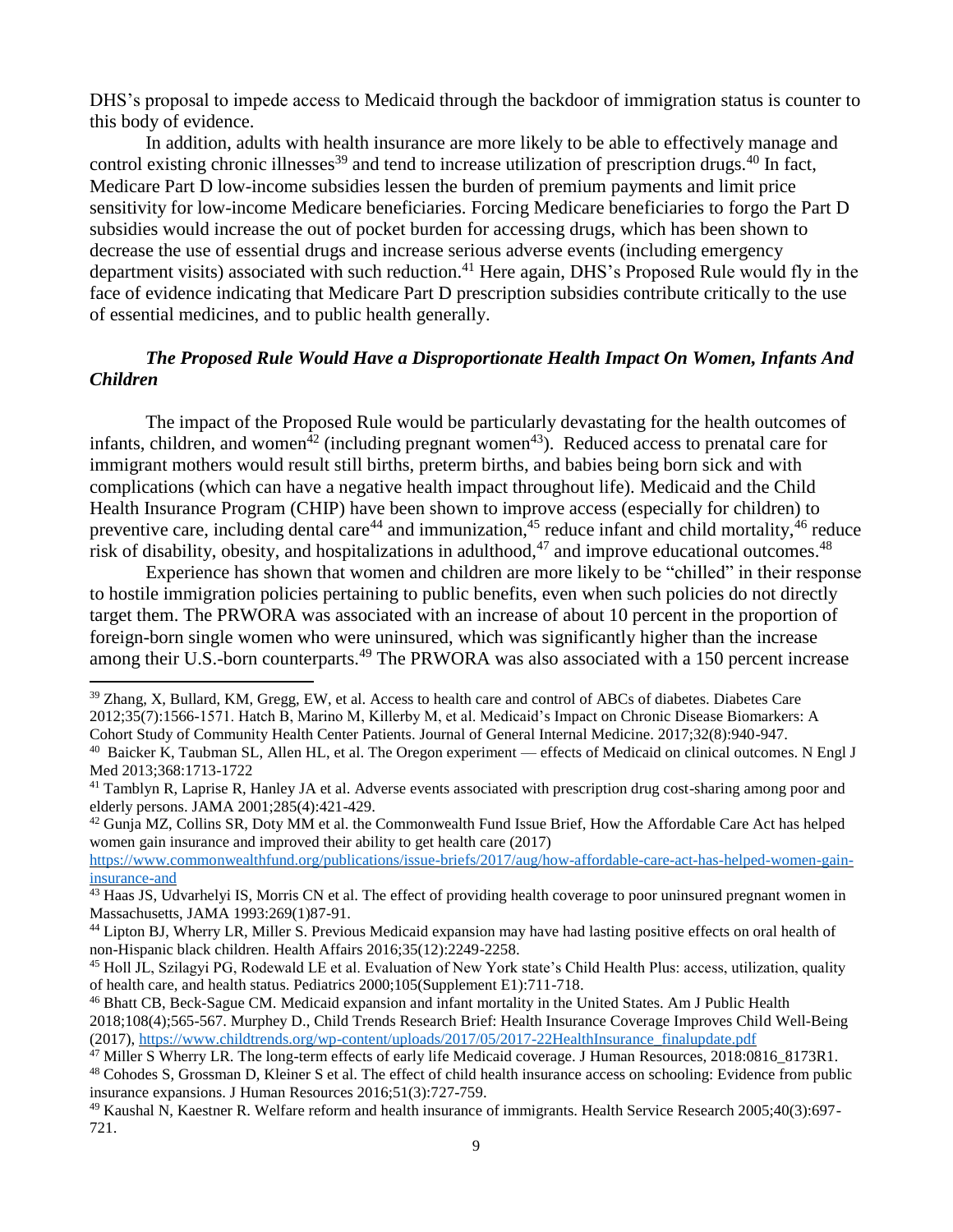DHS's proposal to impede access to Medicaid through the backdoor of immigration status is counter to this body of evidence.

In addition, adults with health insurance are more likely to be able to effectively manage and control existing chronic illnesses[39] and tend to increase utilization of prescription drugs.[40] In fact, Medicare Part D low-income subsidies lessen the burden of premium payments and limit price sensitivity for low-income Medicare beneficiaries. Forcing Medicare beneficiaries to forgo the Part D subsidies would increase the out of pocket burden for accessing drugs, which has been shown to decrease the use of essential drugs and increase serious adverse events (including emergency department visits) associated with such reduction.[41] Here again, DHS's Proposed Rule would fly in the face of evidence indicating that Medicare Part D prescription subsidies contribute critically to the use of essential medicines, and to public health generally.

***The Proposed Rule Would Have a Disproportionate Health Impact On Women, Infants And Children***

The impact of the Proposed Rule would be particularly devastating for the health outcomes of infants, children, and women[42] (including pregnant women[43]). Reduced access to prenatal care for immigrant mothers would result still births, preterm births, and babies being born sick and with complications (which can have a negative health impact throughout life). Medicaid and the Child Health Insurance Program (CHIP) have been shown to improve access (especially for children) to preventive care, including dental care[44] and immunization,[45] reduce infant and child mortality,[46] reduce risk of disability, obesity, and hospitalizations in adulthood,[47] and improve educational outcomes.[48]

Experience has shown that women and children are more likely to be "chilled" in their response to hostile immigration policies pertaining to public benefits, even when such policies do not directly target them. The PRWORA was associated with an increase of about 10 percent in the proportion of foreign-born single women who were uninsured, which was significantly higher than the increase among their U.S.-born counterparts.[49] The PRWORA was also associated with a 150 percent increase

---

[39] Zhang, X, Bullard, KM, Gregg, EW, et al. Access to health care and control of ABCs of diabetes. Diabetes Care 2012;35(7):1566-1571. Hatch B, Marino M, Killerby M, et al. Medicaid's Impact on Chronic Disease Biomarkers: A Cohort Study of Community Health Center Patients. Journal of General Internal Medicine. 2017;32(8):940-947.

[40] Baicker K, Taubman SL, Allen HL, et al. The Oregon experiment — effects of Medicaid on clinical outcomes. N Engl J Med 2013;368:1713-1722

[41] Tamblyn R, Laprise R, Hanley JA et al. Adverse events associated with prescription drug cost-sharing among poor and elderly persons. JAMA 2001;285(4):421-429.

[42] Gunja MZ, Collins SR, Doty MM et al. the Commonwealth Fund Issue Brief, How the Affordable Care Act has helped women gain insurance and improved their ability to get health care (2017) https://www.commonwealthfund.org/publications/issue-briefs/2017/aug/how-affordable-care-act-has-helped-women-gain-insurance-and

[43] Haas JS, Udvarhelyi IS, Morris CN et al. The effect of providing health coverage to poor uninsured pregnant women in Massachusetts, JAMA 1993:269(1)87-91.

[44] Lipton BJ, Wherry LR, Miller S. Previous Medicaid expansion may have had lasting positive effects on oral health of non-Hispanic black children. Health Affairs 2016;35(12):2249-2258.

[45] Holl JL, Szilagyi PG, Rodewald LE et al. Evaluation of New York state's Child Health Plus: access, utilization, quality of health care, and health status. Pediatrics 2000;105(Supplement E1):711-718.

[46] Bhatt CB, Beck-Sague CM. Medicaid expansion and infant mortality in the United States. Am J Public Health 2018;108(4);565-567. Murphey D., Child Trends Research Brief: Health Insurance Coverage Improves Child Well-Being (2017), https://www.childtrends.org/wp-content/uploads/2017/05/2017-22HealthInsurance_finalupdate.pdf

[47] Miller S Wherry LR. The long-term effects of early life Medicaid coverage. J Human Resources, 2018:0816_8173R1.

[48] Cohodes S, Grossman D, Kleiner S et al. The effect of child health insurance access on schooling: Evidence from public insurance expansions. J Human Resources 2016;51(3):727-759.

[49] Kaushal N, Kaestner R. Welfare reform and health insurance of immigrants. Health Service Research 2005;40(3):697-721.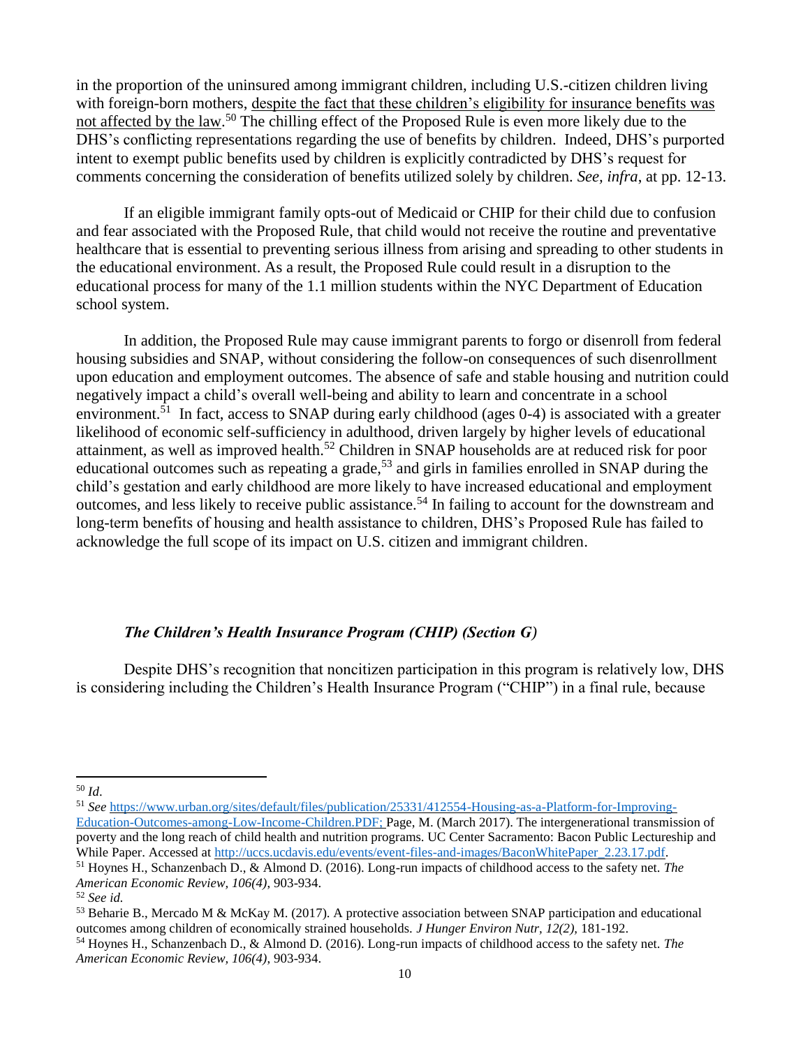in the proportion of the uninsured among immigrant children, including U.S.-citizen children living with foreign-born mothers, despite the fact that these children's eligibility for insurance benefits was not affected by the law.[50] The chilling effect of the Proposed Rule is even more likely due to the DHS's conflicting representations regarding the use of benefits by children. Indeed, DHS's purported intent to exempt public benefits used by children is explicitly contradicted by DHS's request for comments concerning the consideration of benefits utilized solely by children. *See, infra*, at pp. 12-13.

If an eligible immigrant family opts-out of Medicaid or CHIP for their child due to confusion and fear associated with the Proposed Rule, that child would not receive the routine and preventative healthcare that is essential to preventing serious illness from arising and spreading to other students in the educational environment. As a result, the Proposed Rule could result in a disruption to the educational process for many of the 1.1 million students within the NYC Department of Education school system.

In addition, the Proposed Rule may cause immigrant parents to forgo or disenroll from federal housing subsidies and SNAP, without considering the follow-on consequences of such disenrollment upon education and employment outcomes. The absence of safe and stable housing and nutrition could negatively impact a child's overall well-being and ability to learn and concentrate in a school environment.[51] In fact, access to SNAP during early childhood (ages 0-4) is associated with a greater likelihood of economic self-sufficiency in adulthood, driven largely by higher levels of educational attainment, as well as improved health.[52] Children in SNAP households are at reduced risk for poor educational outcomes such as repeating a grade,[53] and girls in families enrolled in SNAP during the child's gestation and early childhood are more likely to have increased educational and employment outcomes, and less likely to receive public assistance.[54] In failing to account for the downstream and long-term benefits of housing and health assistance to children, DHS's Proposed Rule has failed to acknowledge the full scope of its impact on U.S. citizen and immigrant children.

### *The Children's Health Insurance Program (CHIP) (Section G)*

Despite DHS's recognition that noncitizen participation in this program is relatively low, DHS is considering including the Children's Health Insurance Program ("CHIP") in a final rule, because

---

[50] *Id*.

[51] *See* https://www.urban.org/sites/default/files/publication/25331/412554-Housing-as-a-Platform-for-Improving-Education-Outcomes-among-Low-Income-Children.PDF; Page, M. (March 2017). The intergenerational transmission of poverty and the long reach of child health and nutrition programs. UC Center Sacramento: Bacon Public Lectureship and While Paper. Accessed at http://uccs.ucdavis.edu/events/event-files-and-images/BaconWhitePaper_2.23.17.pdf.

[51] Hoynes H., Schanzenbach D., & Almond D. (2016). Long-run impacts of childhood access to the safety net. *The American Economic Review, 106(4)*, 903-934.

[52] *See id.*

[53] Beharie B., Mercado M & McKay M. (2017). A protective association between SNAP participation and educational outcomes among children of economically strained households. *J Hunger Environ Nutr, 12(2),* 181-192.

[54] Hoynes H., Schanzenbach D., & Almond D. (2016). Long-run impacts of childhood access to the safety net. *The American Economic Review, 106(4)*, 903-934.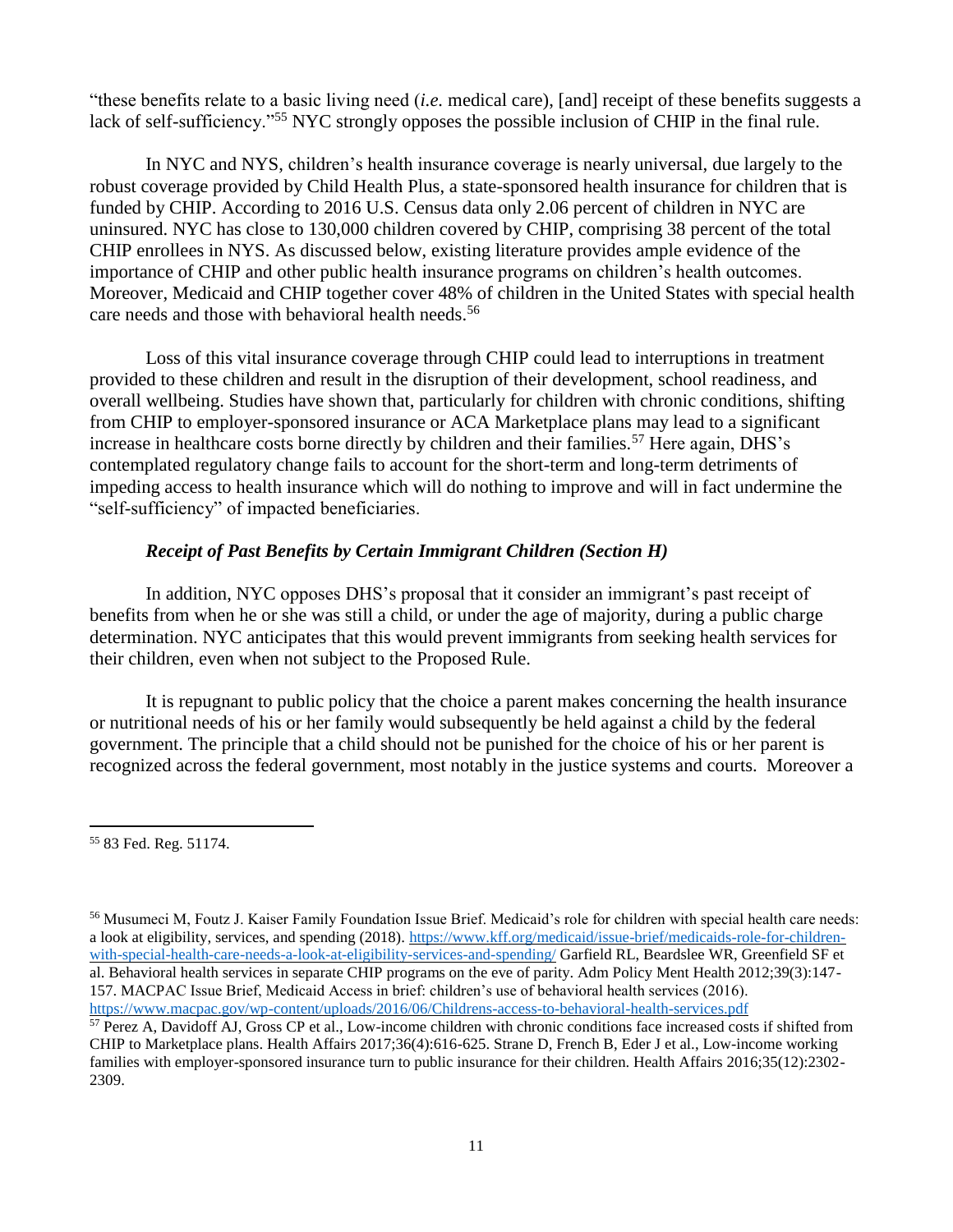"these benefits relate to a basic living need (*i.e.* medical care), [and] receipt of these benefits suggests a lack of self-sufficiency."[55] NYC strongly opposes the possible inclusion of CHIP in the final rule.

In NYC and NYS, children's health insurance coverage is nearly universal, due largely to the robust coverage provided by Child Health Plus, a state-sponsored health insurance for children that is funded by CHIP. According to 2016 U.S. Census data only 2.06 percent of children in NYC are uninsured. NYC has close to 130,000 children covered by CHIP, comprising 38 percent of the total CHIP enrollees in NYS. As discussed below, existing literature provides ample evidence of the importance of CHIP and other public health insurance programs on children's health outcomes. Moreover, Medicaid and CHIP together cover 48% of children in the United States with special health care needs and those with behavioral health needs.[56]

Loss of this vital insurance coverage through CHIP could lead to interruptions in treatment provided to these children and result in the disruption of their development, school readiness, and overall wellbeing. Studies have shown that, particularly for children with chronic conditions, shifting from CHIP to employer-sponsored insurance or ACA Marketplace plans may lead to a significant increase in healthcare costs borne directly by children and their families.[57] Here again, DHS's contemplated regulatory change fails to account for the short-term and long-term detriments of impeding access to health insurance which will do nothing to improve and will in fact undermine the "self-sufficiency" of impacted beneficiaries.

### *Receipt of Past Benefits by Certain Immigrant Children (Section H)*

In addition, NYC opposes DHS's proposal that it consider an immigrant's past receipt of benefits from when he or she was still a child, or under the age of majority, during a public charge determination. NYC anticipates that this would prevent immigrants from seeking health services for their children, even when not subject to the Proposed Rule.

It is repugnant to public policy that the choice a parent makes concerning the health insurance or nutritional needs of his or her family would subsequently be held against a child by the federal government. The principle that a child should not be punished for the choice of his or her parent is recognized across the federal government, most notably in the justice systems and courts. Moreover a

---

[55] 83 Fed. Reg. 51174.

[56] Musumeci M, Foutz J. Kaiser Family Foundation Issue Brief. Medicaid's role for children with special health care needs: a look at eligibility, services, and spending (2018). https://www.kff.org/medicaid/issue-brief/medicaids-role-for-children-with-special-health-care-needs-a-look-at-eligibility-services-and-spending/ Garfield RL, Beardslee WR, Greenfield SF et al. Behavioral health services in separate CHIP programs on the eve of parity. Adm Policy Ment Health 2012;39(3):147-157. MACPAC Issue Brief, Medicaid Access in brief: children's use of behavioral health services (2016). https://www.macpac.gov/wp-content/uploads/2016/06/Childrens-access-to-behavioral-health-services.pdf

[57] Perez A, Davidoff AJ, Gross CP et al., Low-income children with chronic conditions face increased costs if shifted from CHIP to Marketplace plans. Health Affairs 2017;36(4):616-625. Strane D, French B, Eder J et al., Low-income working families with employer-sponsored insurance turn to public insurance for their children. Health Affairs 2016;35(12):2302-2309.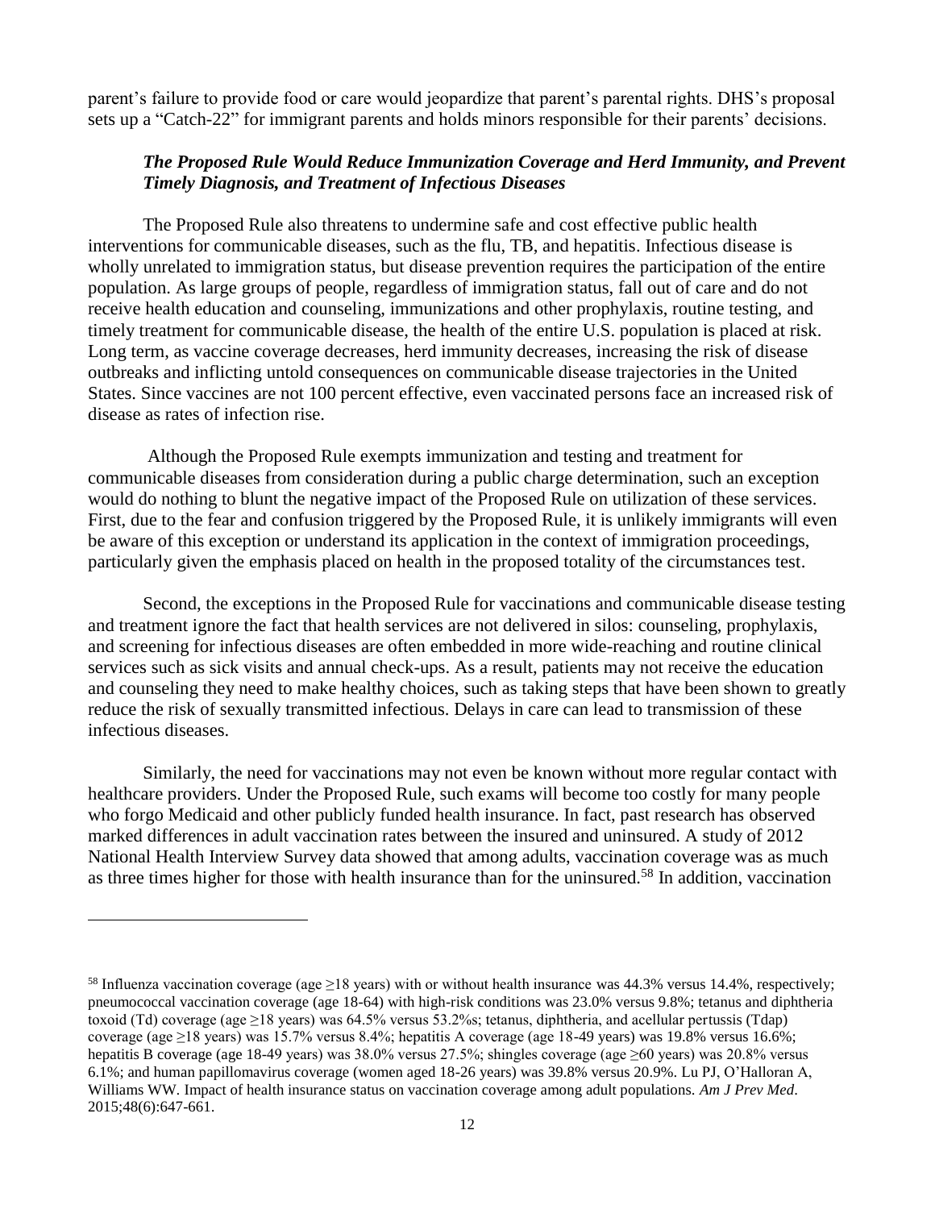parent's failure to provide food or care would jeopardize that parent's parental rights. DHS's proposal sets up a "Catch-22" for immigrant parents and holds minors responsible for their parents' decisions.

### *The Proposed Rule Would Reduce Immunization Coverage and Herd Immunity, and Prevent Timely Diagnosis, and Treatment of Infectious Diseases*

The Proposed Rule also threatens to undermine safe and cost effective public health interventions for communicable diseases, such as the flu, TB, and hepatitis. Infectious disease is wholly unrelated to immigration status, but disease prevention requires the participation of the entire population. As large groups of people, regardless of immigration status, fall out of care and do not receive health education and counseling, immunizations and other prophylaxis, routine testing, and timely treatment for communicable disease, the health of the entire U.S. population is placed at risk. Long term, as vaccine coverage decreases, herd immunity decreases, increasing the risk of disease outbreaks and inflicting untold consequences on communicable disease trajectories in the United States. Since vaccines are not 100 percent effective, even vaccinated persons face an increased risk of disease as rates of infection rise.

Although the Proposed Rule exempts immunization and testing and treatment for communicable diseases from consideration during a public charge determination, such an exception would do nothing to blunt the negative impact of the Proposed Rule on utilization of these services. First, due to the fear and confusion triggered by the Proposed Rule, it is unlikely immigrants will even be aware of this exception or understand its application in the context of immigration proceedings, particularly given the emphasis placed on health in the proposed totality of the circumstances test.

Second, the exceptions in the Proposed Rule for vaccinations and communicable disease testing and treatment ignore the fact that health services are not delivered in silos: counseling, prophylaxis, and screening for infectious diseases are often embedded in more wide-reaching and routine clinical services such as sick visits and annual check-ups. As a result, patients may not receive the education and counseling they need to make healthy choices, such as taking steps that have been shown to greatly reduce the risk of sexually transmitted infectious. Delays in care can lead to transmission of these infectious diseases.

Similarly, the need for vaccinations may not even be known without more regular contact with healthcare providers. Under the Proposed Rule, such exams will become too costly for many people who forgo Medicaid and other publicly funded health insurance. In fact, past research has observed marked differences in adult vaccination rates between the insured and uninsured. A study of 2012 National Health Interview Survey data showed that among adults, vaccination coverage was as much as three times higher for those with health insurance than for the uninsured.[58] In addition, vaccination

---

[58] Influenza vaccination coverage (age ≥18 years) with or without health insurance was 44.3% versus 14.4%, respectively; pneumococcal vaccination coverage (age 18-64) with high-risk conditions was 23.0% versus 9.8%; tetanus and diphtheria toxoid (Td) coverage (age ≥18 years) was 64.5% versus 53.2%s; tetanus, diphtheria, and acellular pertussis (Tdap) coverage (age ≥18 years) was 15.7% versus 8.4%; hepatitis A coverage (age 18-49 years) was 19.8% versus 16.6%; hepatitis B coverage (age 18-49 years) was 38.0% versus 27.5%; shingles coverage (age ≥60 years) was 20.8% versus 6.1%; and human papillomavirus coverage (women aged 18-26 years) was 39.8% versus 20.9%. Lu PJ, O'Halloran A, Williams WW. Impact of health insurance status on vaccination coverage among adult populations. *Am J Prev Med*. 2015;48(6):647-661.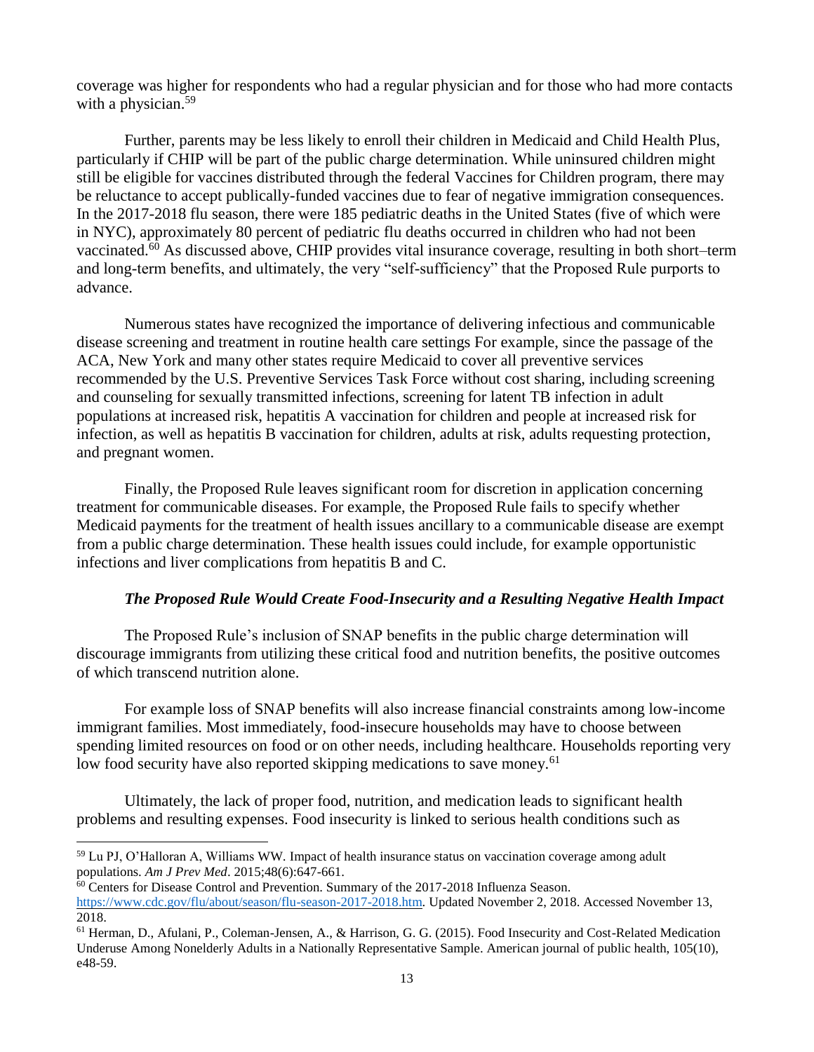coverage was higher for respondents who had a regular physician and for those who had more contacts with a physician.[59]

Further, parents may be less likely to enroll their children in Medicaid and Child Health Plus, particularly if CHIP will be part of the public charge determination. While uninsured children might still be eligible for vaccines distributed through the federal Vaccines for Children program, there may be reluctance to accept publically-funded vaccines due to fear of negative immigration consequences. In the 2017-2018 flu season, there were 185 pediatric deaths in the United States (five of which were in NYC), approximately 80 percent of pediatric flu deaths occurred in children who had not been vaccinated.[60] As discussed above, CHIP provides vital insurance coverage, resulting in both short–term and long-term benefits, and ultimately, the very "self-sufficiency" that the Proposed Rule purports to advance.

Numerous states have recognized the importance of delivering infectious and communicable disease screening and treatment in routine health care settings For example, since the passage of the ACA, New York and many other states require Medicaid to cover all preventive services recommended by the U.S. Preventive Services Task Force without cost sharing, including screening and counseling for sexually transmitted infections, screening for latent TB infection in adult populations at increased risk, hepatitis A vaccination for children and people at increased risk for infection, as well as hepatitis B vaccination for children, adults at risk, adults requesting protection, and pregnant women.

Finally, the Proposed Rule leaves significant room for discretion in application concerning treatment for communicable diseases. For example, the Proposed Rule fails to specify whether Medicaid payments for the treatment of health issues ancillary to a communicable disease are exempt from a public charge determination. These health issues could include, for example opportunistic infections and liver complications from hepatitis B and C.

### *The Proposed Rule Would Create Food-Insecurity and a Resulting Negative Health Impact*

The Proposed Rule's inclusion of SNAP benefits in the public charge determination will discourage immigrants from utilizing these critical food and nutrition benefits, the positive outcomes of which transcend nutrition alone.

For example loss of SNAP benefits will also increase financial constraints among low-income immigrant families. Most immediately, food-insecure households may have to choose between spending limited resources on food or on other needs, including healthcare. Households reporting very low food security have also reported skipping medications to save money.[61]

Ultimately, the lack of proper food, nutrition, and medication leads to significant health problems and resulting expenses. Food insecurity is linked to serious health conditions such as

---

[59] Lu PJ, O'Halloran A, Williams WW. Impact of health insurance status on vaccination coverage among adult populations. *Am J Prev Med*. 2015;48(6):647-661.

[60] Centers for Disease Control and Prevention. Summary of the 2017-2018 Influenza Season. https://www.cdc.gov/flu/about/season/flu-season-2017-2018.htm. Updated November 2, 2018. Accessed November 13, 2018.

[61] Herman, D., Afulani, P., Coleman-Jensen, A., & Harrison, G. G. (2015). Food Insecurity and Cost-Related Medication Underuse Among Nonelderly Adults in a Nationally Representative Sample. American journal of public health, 105(10), e48-59.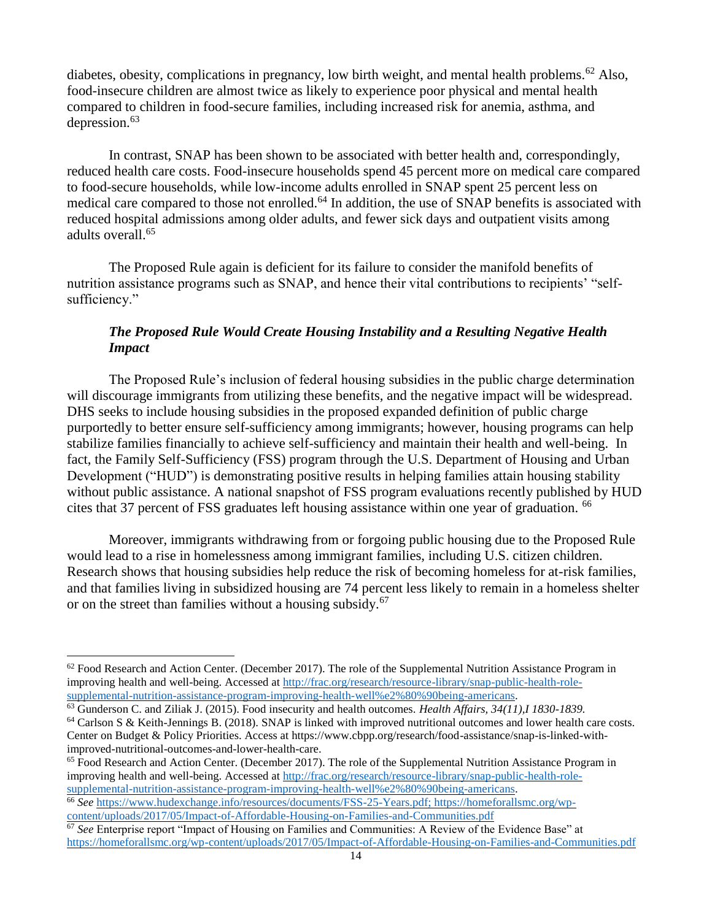diabetes, obesity, complications in pregnancy, low birth weight, and mental health problems.[62] Also, food-insecure children are almost twice as likely to experience poor physical and mental health compared to children in food-secure families, including increased risk for anemia, asthma, and depression.[63]

In contrast, SNAP has been shown to be associated with better health and, correspondingly, reduced health care costs. Food-insecure households spend 45 percent more on medical care compared to food-secure households, while low-income adults enrolled in SNAP spent 25 percent less on medical care compared to those not enrolled.[64] In addition, the use of SNAP benefits is associated with reduced hospital admissions among older adults, and fewer sick days and outpatient visits among adults overall.[65]

The Proposed Rule again is deficient for its failure to consider the manifold benefits of nutrition assistance programs such as SNAP, and hence their vital contributions to recipients' "self-sufficiency."

### *The Proposed Rule Would Create Housing Instability and a Resulting Negative Health Impact*

The Proposed Rule's inclusion of federal housing subsidies in the public charge determination will discourage immigrants from utilizing these benefits, and the negative impact will be widespread. DHS seeks to include housing subsidies in the proposed expanded definition of public charge purportedly to better ensure self-sufficiency among immigrants; however, housing programs can help stabilize families financially to achieve self-sufficiency and maintain their health and well-being. In fact, the Family Self-Sufficiency (FSS) program through the U.S. Department of Housing and Urban Development ("HUD") is demonstrating positive results in helping families attain housing stability without public assistance. A national snapshot of FSS program evaluations recently published by HUD cites that 37 percent of FSS graduates left housing assistance within one year of graduation. [66]

Moreover, immigrants withdrawing from or forgoing public housing due to the Proposed Rule would lead to a rise in homelessness among immigrant families, including U.S. citizen children. Research shows that housing subsidies help reduce the risk of becoming homeless for at-risk families, and that families living in subsidized housing are 74 percent less likely to remain in a homeless shelter or on the street than families without a housing subsidy.[67]

---

[62] Food Research and Action Center. (December 2017). The role of the Supplemental Nutrition Assistance Program in improving health and well-being. Accessed at http://frac.org/research/resource-library/snap-public-health-role-supplemental-nutrition-assistance-program-improving-health-well%e2%80%90being-americans.

[63] Gunderson C. and Ziliak J. (2015). Food insecurity and health outcomes. *Health Affairs, 34(11),I 1830-1839.*

[64] Carlson S & Keith-Jennings B. (2018). SNAP is linked with improved nutritional outcomes and lower health care costs. Center on Budget & Policy Priorities. Access at https://www.cbpp.org/research/food-assistance/snap-is-linked-with-improved-nutritional-outcomes-and-lower-health-care.

[65] Food Research and Action Center. (December 2017). The role of the Supplemental Nutrition Assistance Program in improving health and well-being. Accessed at http://frac.org/research/resource-library/snap-public-health-role-supplemental-nutrition-assistance-program-improving-health-well%e2%80%90being-americans.

[66] *See* https://www.hudexchange.info/resources/documents/FSS-25-Years.pdf; https://homeforallsmc.org/wp-content/uploads/2017/05/Impact-of-Affordable-Housing-on-Families-and-Communities.pdf

[67] *See* Enterprise report "Impact of Housing on Families and Communities: A Review of the Evidence Base" at https://homeforallsmc.org/wp-content/uploads/2017/05/Impact-of-Affordable-Housing-on-Families-and-Communities.pdf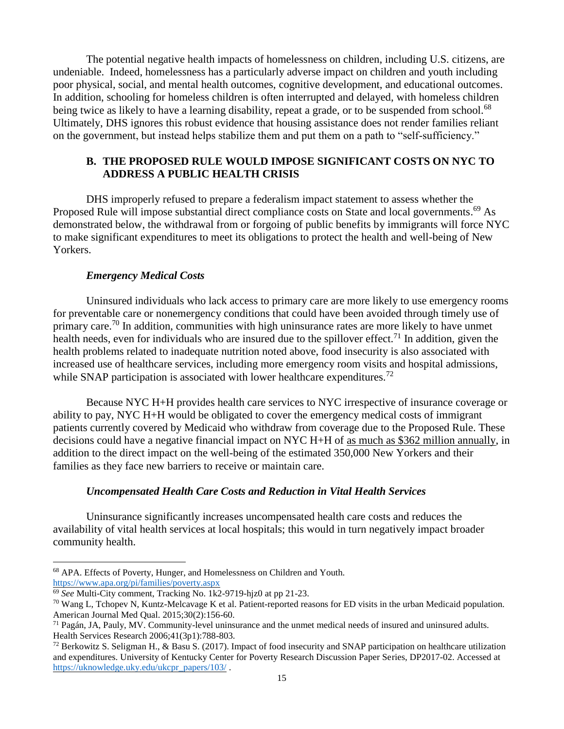The potential negative health impacts of homelessness on children, including U.S. citizens, are undeniable. Indeed, homelessness has a particularly adverse impact on children and youth including poor physical, social, and mental health outcomes, cognitive development, and educational outcomes. In addition, schooling for homeless children is often interrupted and delayed, with homeless children being twice as likely to have a learning disability, repeat a grade, or to be suspended from school.[68] Ultimately, DHS ignores this robust evidence that housing assistance does not render families reliant on the government, but instead helps stabilize them and put them on a path to "self-sufficiency."

## B. THE PROPOSED RULE WOULD IMPOSE SIGNIFICANT COSTS ON NYC TO ADDRESS A PUBLIC HEALTH CRISIS

DHS improperly refused to prepare a federalism impact statement to assess whether the Proposed Rule will impose substantial direct compliance costs on State and local governments.[69] As demonstrated below, the withdrawal from or forgoing of public benefits by immigrants will force NYC to make significant expenditures to meet its obligations to protect the health and well-being of New Yorkers.

### *Emergency Medical Costs*

Uninsured individuals who lack access to primary care are more likely to use emergency rooms for preventable care or nonemergency conditions that could have been avoided through timely use of primary care.[70] In addition, communities with high uninsurance rates are more likely to have unmet health needs, even for individuals who are insured due to the spillover effect.[71] In addition, given the health problems related to inadequate nutrition noted above, food insecurity is also associated with increased use of healthcare services, including more emergency room visits and hospital admissions, while SNAP participation is associated with lower healthcare expenditures.[72]

Because NYC H+H provides health care services to NYC irrespective of insurance coverage or ability to pay, NYC H+H would be obligated to cover the emergency medical costs of immigrant patients currently covered by Medicaid who withdraw from coverage due to the Proposed Rule. These decisions could have a negative financial impact on NYC H+H of as much as $362 million annually, in addition to the direct impact on the well-being of the estimated 350,000 New Yorkers and their families as they face new barriers to receive or maintain care.

### *Uncompensated Health Care Costs and Reduction in Vital Health Services*

Uninsurance significantly increases uncompensated health care costs and reduces the availability of vital health services at local hospitals; this would in turn negatively impact broader community health.

---

[68] APA. Effects of Poverty, Hunger, and Homelessness on Children and Youth. https://www.apa.org/pi/families/poverty.aspx

[69] *See* Multi-City comment, Tracking No. 1k2-9719-hjz0 at pp 21-23.

[70] Wang L, Tchopev N, Kuntz-Melcavage K et al. Patient-reported reasons for ED visits in the urban Medicaid population. American Journal Med Qual. 2015;30(2):156-60.

[71] Pagán, JA, Pauly, MV. Community-level uninsurance and the unmet medical needs of insured and uninsured adults. Health Services Research 2006;41(3p1):788-803.

[72] Berkowitz S. Seligman H., & Basu S. (2017). Impact of food insecurity and SNAP participation on healthcare utilization and expenditures. University of Kentucky Center for Poverty Research Discussion Paper Series, DP2017-02. Accessed at https://uknowledge.uky.edu/ukcpr_papers/103/ .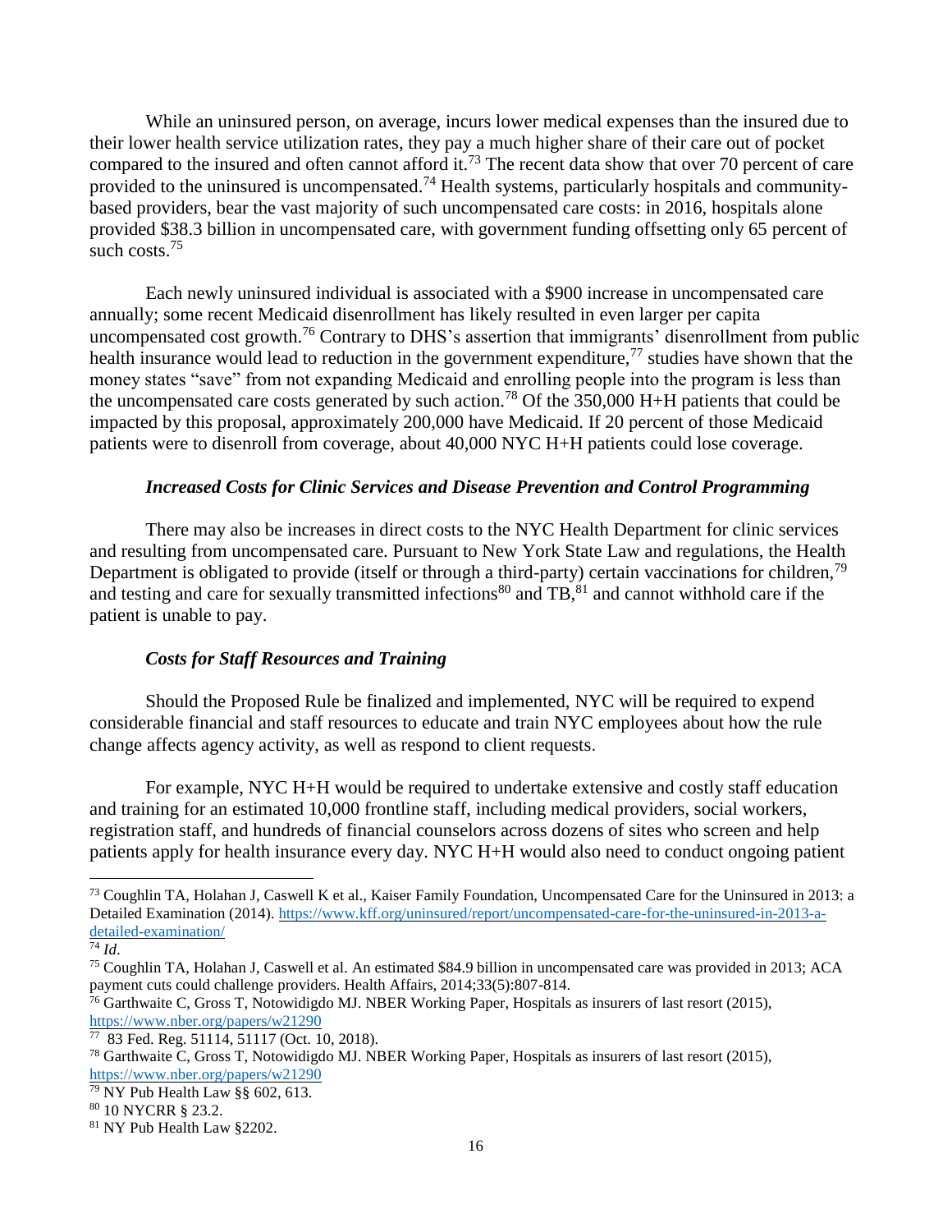While an uninsured person, on average, incurs lower medical expenses than the insured due to their lower health service utilization rates, they pay a much higher share of their care out of pocket compared to the insured and often cannot afford it.[73] The recent data show that over 70 percent of care provided to the uninsured is uncompensated.[74] Health systems, particularly hospitals and community-based providers, bear the vast majority of such uncompensated care costs: in 2016, hospitals alone provided $38.3 billion in uncompensated care, with government funding offsetting only 65 percent of such costs.[75]

Each newly uninsured individual is associated with a $900 increase in uncompensated care annually; some recent Medicaid disenrollment has likely resulted in even larger per capita uncompensated cost growth.[76] Contrary to DHS's assertion that immigrants' disenrollment from public health insurance would lead to reduction in the government expenditure,[77] studies have shown that the money states "save" from not expanding Medicaid and enrolling people into the program is less than the uncompensated care costs generated by such action.[78] Of the 350,000 H+H patients that could be impacted by this proposal, approximately 200,000 have Medicaid. If 20 percent of those Medicaid patients were to disenroll from coverage, about 40,000 NYC H+H patients could lose coverage.

### *Increased Costs for Clinic Services and Disease Prevention and Control Programming*

There may also be increases in direct costs to the NYC Health Department for clinic services and resulting from uncompensated care. Pursuant to New York State Law and regulations, the Health Department is obligated to provide (itself or through a third-party) certain vaccinations for children,[79] and testing and care for sexually transmitted infections[80] and TB,[81] and cannot withhold care if the patient is unable to pay.

### *Costs for Staff Resources and Training*

Should the Proposed Rule be finalized and implemented, NYC will be required to expend considerable financial and staff resources to educate and train NYC employees about how the rule change affects agency activity, as well as respond to client requests.

For example, NYC H+H would be required to undertake extensive and costly staff education and training for an estimated 10,000 frontline staff, including medical providers, social workers, registration staff, and hundreds of financial counselors across dozens of sites who screen and help patients apply for health insurance every day. NYC H+H would also need to conduct ongoing patient

---

[73] Coughlin TA, Holahan J, Caswell K et al., Kaiser Family Foundation, Uncompensated Care for the Uninsured in 2013: a Detailed Examination (2014). https://www.kff.org/uninsured/report/uncompensated-care-for-the-uninsured-in-2013-a-detailed-examination/

[74] *Id*.

[75] Coughlin TA, Holahan J, Caswell et al. An estimated $84.9 billion in uncompensated care was provided in 2013; ACA payment cuts could challenge providers. Health Affairs, 2014;33(5):807-814.

[76] Garthwaite C, Gross T, Notowidigdo MJ. NBER Working Paper, Hospitals as insurers of last resort (2015), https://www.nber.org/papers/w21290

[77] 83 Fed. Reg. 51114, 51117 (Oct. 10, 2018).

[78] Garthwaite C, Gross T, Notowidigdo MJ. NBER Working Paper, Hospitals as insurers of last resort (2015), https://www.nber.org/papers/w21290

[79] NY Pub Health Law §§ 602, 613.

[80] 10 NYCRR § 23.2.

[81] NY Pub Health Law §2202.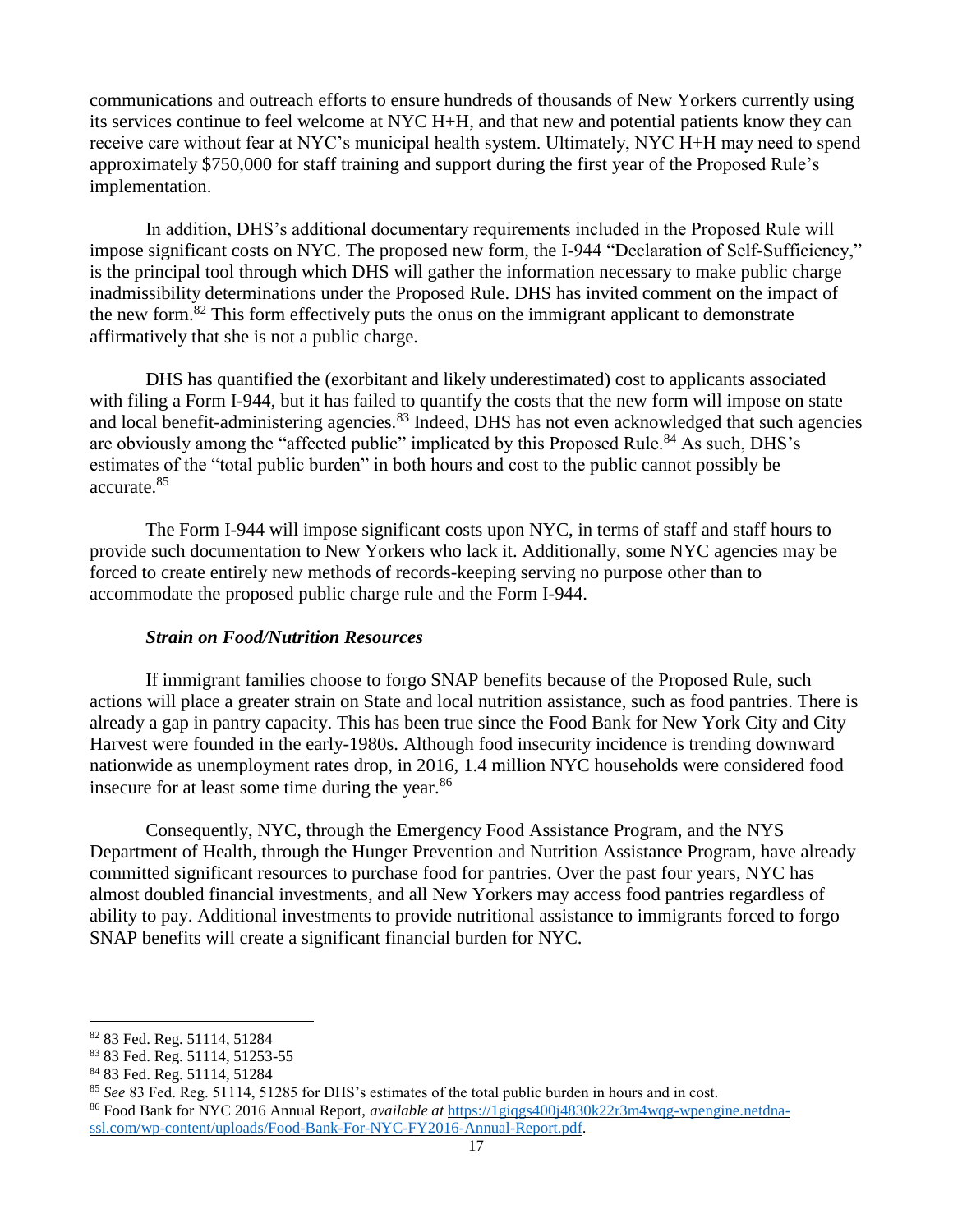communications and outreach efforts to ensure hundreds of thousands of New Yorkers currently using its services continue to feel welcome at NYC H+H, and that new and potential patients know they can receive care without fear at NYC's municipal health system. Ultimately, NYC H+H may need to spend approximately $750,000 for staff training and support during the first year of the Proposed Rule's implementation.

In addition, DHS's additional documentary requirements included in the Proposed Rule will impose significant costs on NYC. The proposed new form, the I-944 "Declaration of Self-Sufficiency," is the principal tool through which DHS will gather the information necessary to make public charge inadmissibility determinations under the Proposed Rule. DHS has invited comment on the impact of the new form.[82] This form effectively puts the onus on the immigrant applicant to demonstrate affirmatively that she is not a public charge.

DHS has quantified the (exorbitant and likely underestimated) cost to applicants associated with filing a Form I-944, but it has failed to quantify the costs that the new form will impose on state and local benefit-administering agencies.[83] Indeed, DHS has not even acknowledged that such agencies are obviously among the "affected public" implicated by this Proposed Rule.[84] As such, DHS's estimates of the "total public burden" in both hours and cost to the public cannot possibly be accurate.[85]

The Form I-944 will impose significant costs upon NYC, in terms of staff and staff hours to provide such documentation to New Yorkers who lack it. Additionally, some NYC agencies may be forced to create entirely new methods of records-keeping serving no purpose other than to accommodate the proposed public charge rule and the Form I-944.

***Strain on Food/Nutrition Resources***

If immigrant families choose to forgo SNAP benefits because of the Proposed Rule, such actions will place a greater strain on State and local nutrition assistance, such as food pantries. There is already a gap in pantry capacity. This has been true since the Food Bank for New York City and City Harvest were founded in the early-1980s. Although food insecurity incidence is trending downward nationwide as unemployment rates drop, in 2016, 1.4 million NYC households were considered food insecure for at least some time during the year.[86]

Consequently, NYC, through the Emergency Food Assistance Program, and the NYS Department of Health, through the Hunger Prevention and Nutrition Assistance Program, have already committed significant resources to purchase food for pantries. Over the past four years, NYC has almost doubled financial investments, and all New Yorkers may access food pantries regardless of ability to pay. Additional investments to provide nutritional assistance to immigrants forced to forgo SNAP benefits will create a significant financial burden for NYC.

---

[82] 83 Fed. Reg. 51114, 51284

[83] 83 Fed. Reg. 51114, 51253-55

[84] 83 Fed. Reg. 51114, 51284

[85] *See* 83 Fed. Reg. 51114, 51285 for DHS's estimates of the total public burden in hours and in cost.

[86] Food Bank for NYC 2016 Annual Report, *available at* https://1giqgs400j4830k22r3m4wqg-wpengine.netdna-ssl.com/wp-content/uploads/Food-Bank-For-NYC-FY2016-Annual-Report.pdf.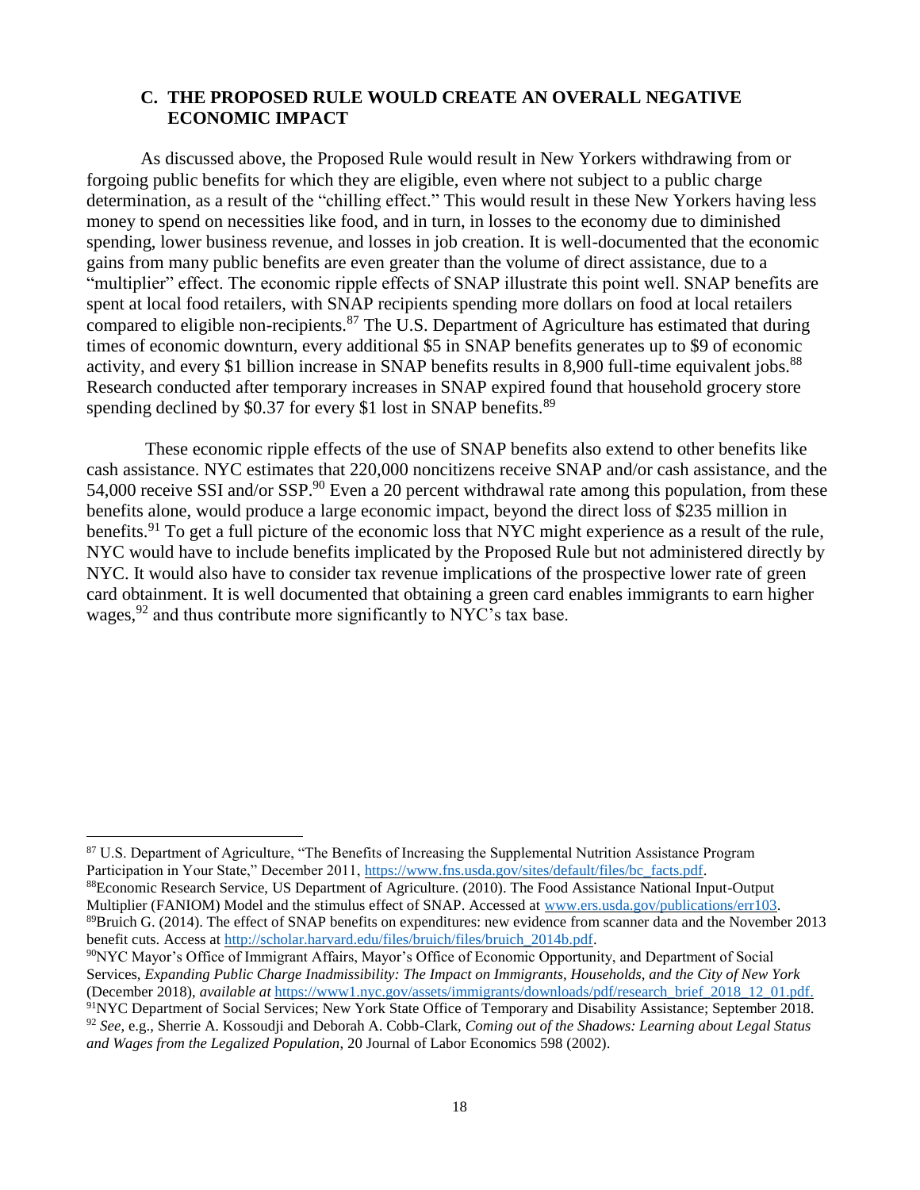### C. THE PROPOSED RULE WOULD CREATE AN OVERALL NEGATIVE ECONOMIC IMPACT

As discussed above, the Proposed Rule would result in New Yorkers withdrawing from or forgoing public benefits for which they are eligible, even where not subject to a public charge determination, as a result of the "chilling effect." This would result in these New Yorkers having less money to spend on necessities like food, and in turn, in losses to the economy due to diminished spending, lower business revenue, and losses in job creation. It is well-documented that the economic gains from many public benefits are even greater than the volume of direct assistance, due to a "multiplier" effect. The economic ripple effects of SNAP illustrate this point well. SNAP benefits are spent at local food retailers, with SNAP recipients spending more dollars on food at local retailers compared to eligible non-recipients.[87] The U.S. Department of Agriculture has estimated that during times of economic downturn, every additional $5 in SNAP benefits generates up to $9 of economic activity, and every $1 billion increase in SNAP benefits results in 8,900 full-time equivalent jobs.[88] Research conducted after temporary increases in SNAP expired found that household grocery store spending declined by $0.37 for every $1 lost in SNAP benefits.[89]

These economic ripple effects of the use of SNAP benefits also extend to other benefits like cash assistance. NYC estimates that 220,000 noncitizens receive SNAP and/or cash assistance, and the 54,000 receive SSI and/or SSP.[90] Even a 20 percent withdrawal rate among this population, from these benefits alone, would produce a large economic impact, beyond the direct loss of $235 million in benefits.[91] To get a full picture of the economic loss that NYC might experience as a result of the rule, NYC would have to include benefits implicated by the Proposed Rule but not administered directly by NYC. It would also have to consider tax revenue implications of the prospective lower rate of green card obtainment. It is well documented that obtaining a green card enables immigrants to earn higher wages,[92] and thus contribute more significantly to NYC's tax base.

---

[87] U.S. Department of Agriculture, "The Benefits of Increasing the Supplemental Nutrition Assistance Program Participation in Your State," December 2011, https://www.fns.usda.gov/sites/default/files/bc_facts.pdf.

[88] Economic Research Service, US Department of Agriculture. (2010). The Food Assistance National Input-Output Multiplier (FANIOM) Model and the stimulus effect of SNAP. Accessed at www.ers.usda.gov/publications/err103.

[89] Bruich G. (2014). The effect of SNAP benefits on expenditures: new evidence from scanner data and the November 2013 benefit cuts. Access at http://scholar.harvard.edu/files/bruich/files/bruich_2014b.pdf.

[90] NYC Mayor's Office of Immigrant Affairs, Mayor's Office of Economic Opportunity, and Department of Social Services, *Expanding Public Charge Inadmissibility: The Impact on Immigrants, Households, and the City of New York* (December 2018), *available at* https://www1.nyc.gov/assets/immigrants/downloads/pdf/research_brief_2018_12_01.pdf.

[91] NYC Department of Social Services; New York State Office of Temporary and Disability Assistance; September 2018.

[92] *See*, e.g., Sherrie A. Kossoudji and Deborah A. Cobb-Clark, *Coming out of the Shadows: Learning about Legal Status and Wages from the Legalized Population*, 20 Journal of Labor Economics 598 (2002).